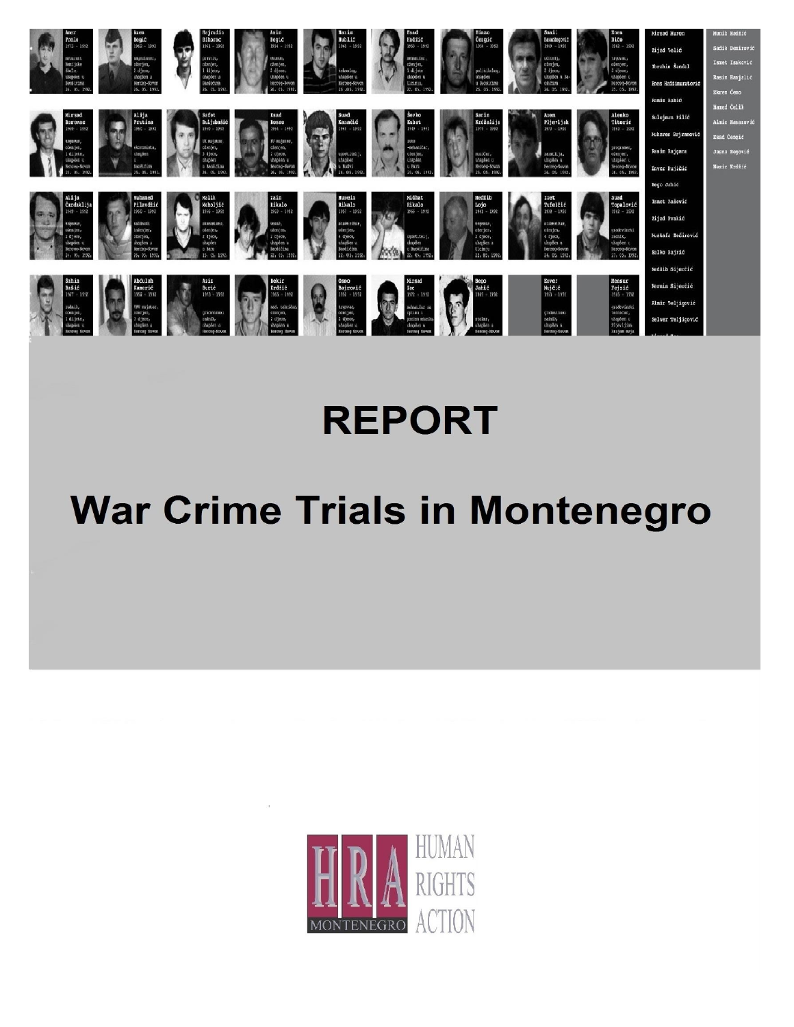# REPORT

# War Crime Trials in Montenegro

HUMAN RIGHTS ACTION

HRA MONTENEGRO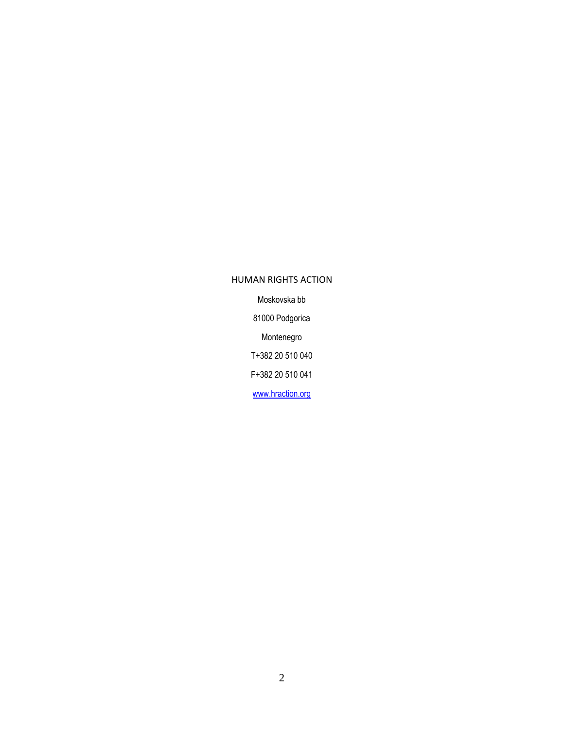HUMAN RIGHTS ACTION

Moskovska bb

81000 Podgorica

Montenegro

T+382 20 510 040

F+382 20 510 041

[www.hraction.org](http://www.hraction.org)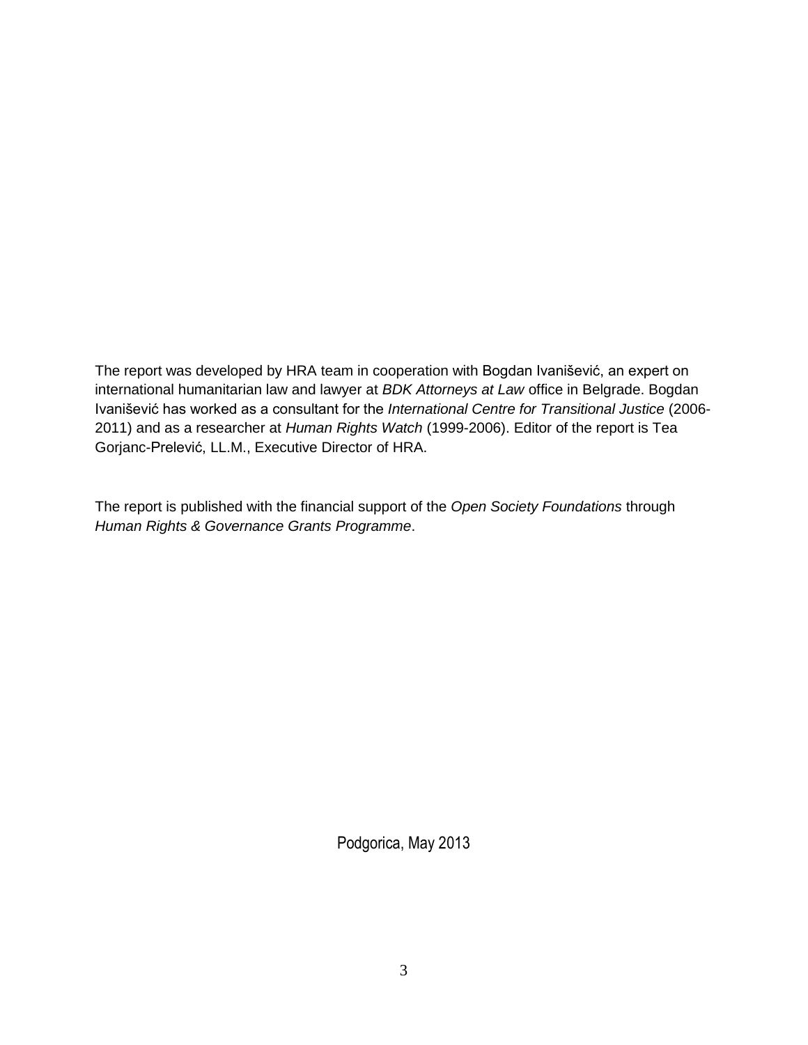The report was developed by HRA team in cooperation with Bogdan Ivanišević, an expert on international humanitarian law and lawyer at *BDK Attorneys at Law* office in Belgrade. Bogdan Ivanišević has worked as a consultant for the *International Centre for Transitional Justice* (2006-2011) and as a researcher at *Human Rights Watch* (1999-2006). Editor of the report is Tea Gorjanc-Prelević, LL.M., Executive Director of HRA.

The report is published with the financial support of the *Open Society Foundations* through *Human Rights & Governance Grants Programme*.

Podgorica, May 2013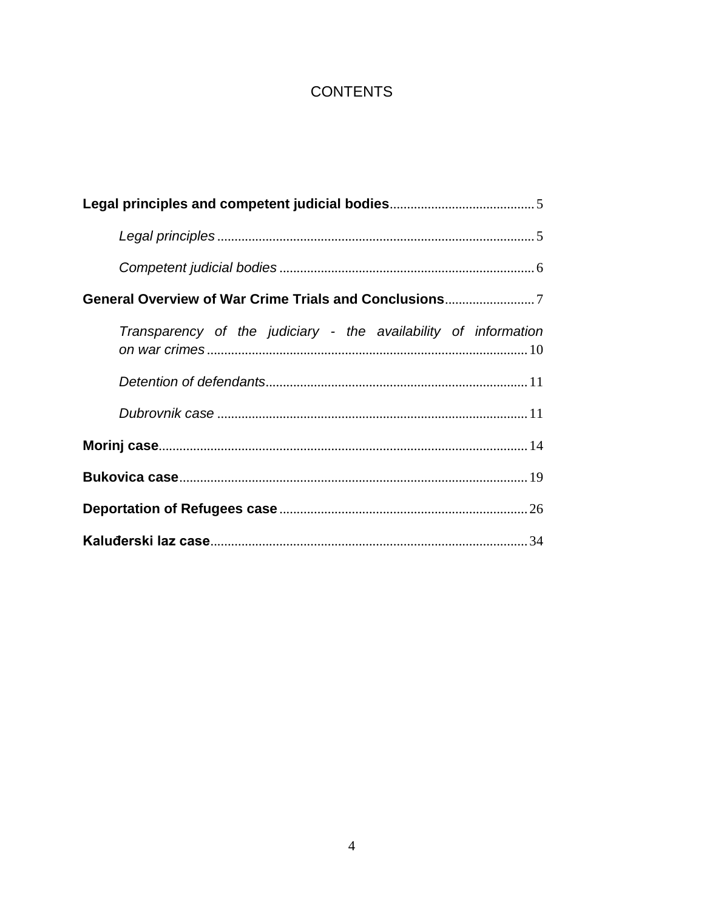# CONTENTS

**Legal principles and competent judicial bodies** .......... 5

*Legal principles* .......... 5

*Competent judicial bodies* .......... 6

**General Overview of War Crime Trials and Conclusions** .......... 7

*Transparency of the judiciary - the availability of information on war crimes* .......... 10

*Detention of defendants* .......... 11

*Dubrovnik case* .......... 11

**Morinj case** .......... 14

**Bukovica case** .......... 19

**Deportation of Refugees case** .......... 26

**Kaluđerski laz case** .......... 34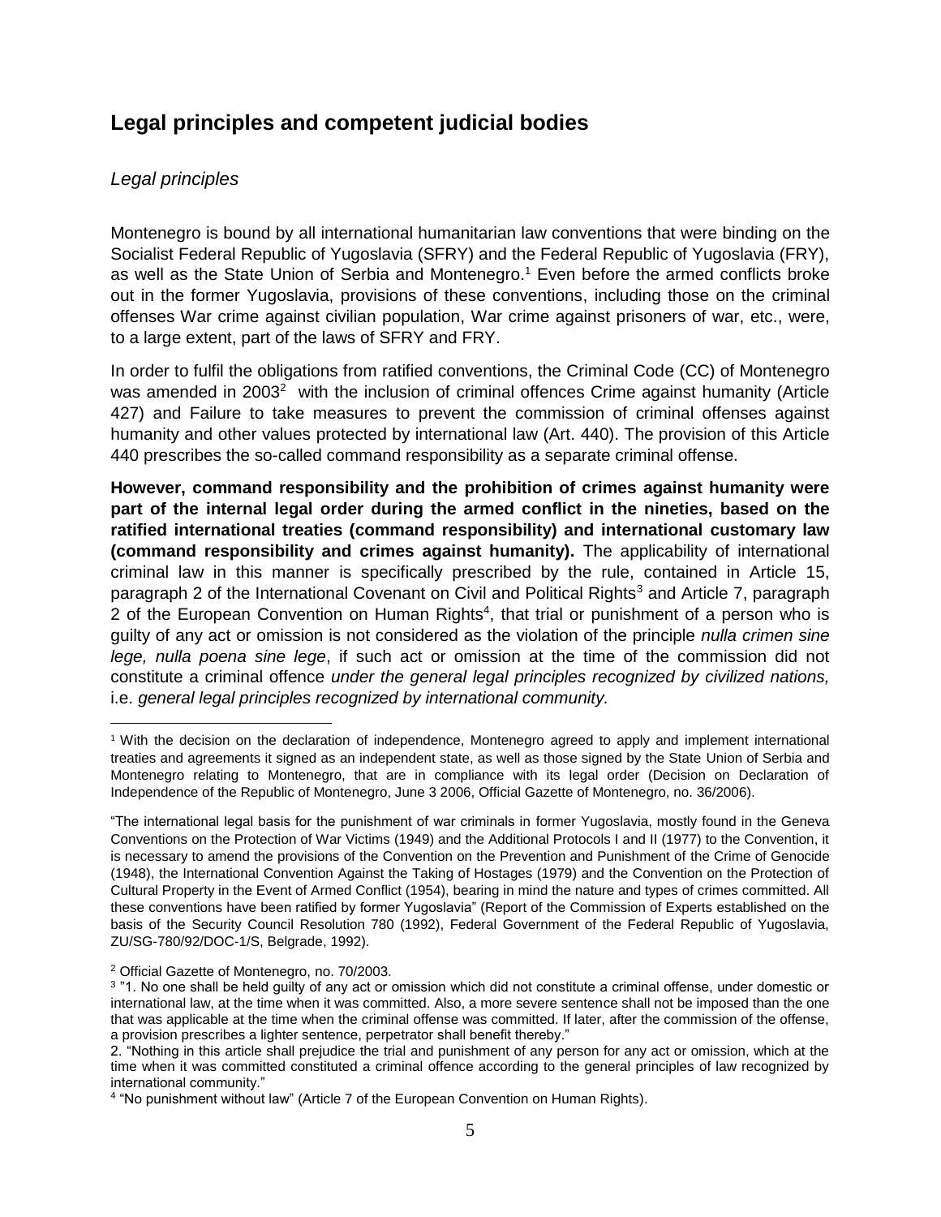## Legal principles and competent judicial bodies

### *Legal principles*

Montenegro is bound by all international humanitarian law conventions that were binding on the Socialist Federal Republic of Yugoslavia (SFRY) and the Federal Republic of Yugoslavia (FRY), as well as the State Union of Serbia and Montenegro.[1] Even before the armed conflicts broke out in the former Yugoslavia, provisions of these conventions, including those on the criminal offenses War crime against civilian population, War crime against prisoners of war, etc., were, to a large extent, part of the laws of SFRY and FRY.

In order to fulfil the obligations from ratified conventions, the Criminal Code (CC) of Montenegro was amended in 2003[2] with the inclusion of criminal offences Crime against humanity (Article 427) and Failure to take measures to prevent the commission of criminal offenses against humanity and other values protected by international law (Art. 440). The provision of this Article 440 prescribes the so-called command responsibility as a separate criminal offense.

**However, command responsibility and the prohibition of crimes against humanity were part of the internal legal order during the armed conflict in the nineties, based on the ratified international treaties (command responsibility) and international customary law (command responsibility and crimes against humanity).** The applicability of international criminal law in this manner is specifically prescribed by the rule, contained in Article 15, paragraph 2 of the International Covenant on Civil and Political Rights[3] and Article 7, paragraph 2 of the European Convention on Human Rights[4], that trial or punishment of a person who is guilty of any act or omission is not considered as the violation of the principle *nulla crimen sine lege, nulla poena sine lege*, if such act or omission at the time of the commission did not constitute a criminal offence *under the general legal principles recognized by civilized nations,* i.e. *general legal principles recognized by international community.*

---

[1] With the decision on the declaration of independence, Montenegro agreed to apply and implement international treaties and agreements it signed as an independent state, as well as those signed by the State Union of Serbia and Montenegro relating to Montenegro, that are in compliance with its legal order (Decision on Declaration of Independence of the Republic of Montenegro, June 3 2006, Official Gazette of Montenegro, no. 36/2006).

"The international legal basis for the punishment of war criminals in former Yugoslavia, mostly found in the Geneva Conventions on the Protection of War Victims (1949) and the Additional Protocols I and II (1977) to the Convention, it is necessary to amend the provisions of the Convention on the Prevention and Punishment of the Crime of Genocide (1948), the International Convention Against the Taking of Hostages (1979) and the Convention on the Protection of Cultural Property in the Event of Armed Conflict (1954), bearing in mind the nature and types of crimes committed. All these conventions have been ratified by former Yugoslavia" (Report of the Commission of Experts established on the basis of the Security Council Resolution 780 (1992), Federal Government of the Federal Republic of Yugoslavia, ZU/SG-780/92/DOC-1/S, Belgrade, 1992).

[2] Official Gazette of Montenegro, no. 70/2003.

[3] "1. No one shall be held guilty of any act or omission which did not constitute a criminal offense, under domestic or international law, at the time when it was committed. Also, a more severe sentence shall not be imposed than the one that was applicable at the time when the criminal offense was committed. If later, after the commission of the offense, a provision prescribes a lighter sentence, perpetrator shall benefit thereby."

2. "Nothing in this article shall prejudice the trial and punishment of any person for any act or omission, which at the time when it was committed constituted a criminal offence according to the general principles of law recognized by international community."

[4] "No punishment without law" (Article 7 of the European Convention on Human Rights).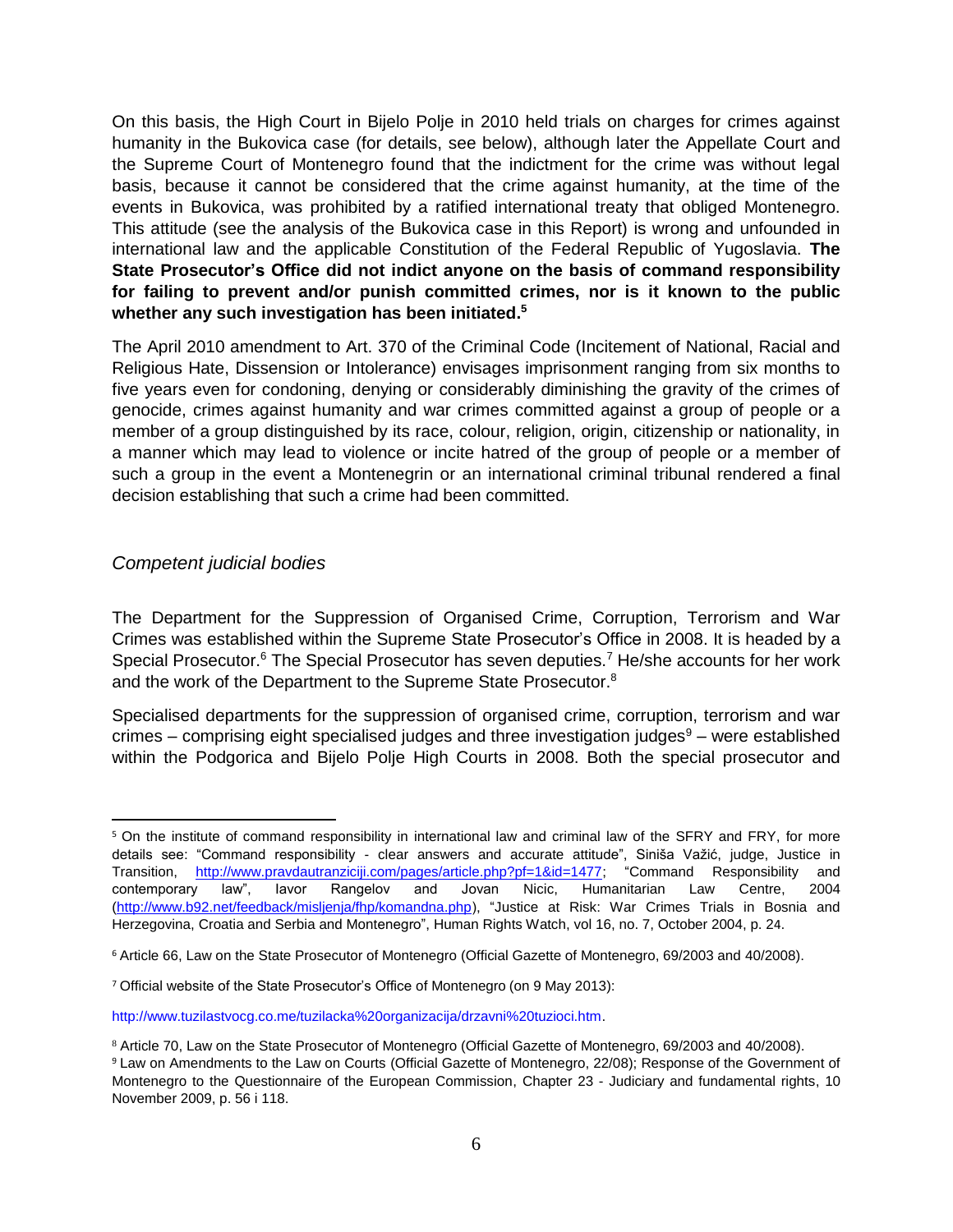On this basis, the High Court in Bijelo Polje in 2010 held trials on charges for crimes against humanity in the Bukovica case (for details, see below), although later the Appellate Court and the Supreme Court of Montenegro found that the indictment for the crime was without legal basis, because it cannot be considered that the crime against humanity, at the time of the events in Bukovica, was prohibited by a ratified international treaty that obliged Montenegro. This attitude (see the analysis of the Bukovica case in this Report) is wrong and unfounded in international law and the applicable Constitution of the Federal Republic of Yugoslavia. **The State Prosecutor's Office did not indict anyone on the basis of command responsibility for failing to prevent and/or punish committed crimes, nor is it known to the public whether any such investigation has been initiated.**[5]

The April 2010 amendment to Art. 370 of the Criminal Code (Incitement of National, Racial and Religious Hate, Dissension or Intolerance) envisages imprisonment ranging from six months to five years even for condoning, denying or considerably diminishing the gravity of the crimes of genocide, crimes against humanity and war crimes committed against a group of people or a member of a group distinguished by its race, colour, religion, origin, citizenship or nationality, in a manner which may lead to violence or incite hatred of the group of people or a member of such a group in the event a Montenegrin or an international criminal tribunal rendered a final decision establishing that such a crime had been committed.

### *Competent judicial bodies*

The Department for the Suppression of Organised Crime, Corruption, Terrorism and War Crimes was established within the Supreme State Prosecutor's Office in 2008. It is headed by a Special Prosecutor.[6] The Special Prosecutor has seven deputies.[7] He/she accounts for her work and the work of the Department to the Supreme State Prosecutor.[8]

Specialised departments for the suppression of organised crime, corruption, terrorism and war crimes – comprising eight specialised judges and three investigation judges[9] – were established within the Podgorica and Bijelo Polje High Courts in 2008. Both the special prosecutor and

---

[5] On the institute of command responsibility in international law and criminal law of the SFRY and FRY, for more details see: "Command responsibility - clear answers and accurate attitude", Siniša Važić, judge, Justice in Transition, http://www.pravdautranziciji.com/pages/article.php?pf=1&id=1477; "Command Responsibility and contemporary law", Iavor Rangelov and Jovan Nicic, Humanitarian Law Centre, 2004 (http://www.b92.net/feedback/misljenja/fhp/komandna.php), "Justice at Risk: War Crimes Trials in Bosnia and Herzegovina, Croatia and Serbia and Montenegro", Human Rights Watch, vol 16, no. 7, October 2004, p. 24.

[6] Article 66, Law on the State Prosecutor of Montenegro (Official Gazette of Montenegro, 69/2003 and 40/2008).

[7] Official website of the State Prosecutor's Office of Montenegro (on 9 May 2013):

http://www.tuzilastvocg.co.me/tuzilacka%20organizacija/drzavni%20tuzioci.htm.

[8] Article 70, Law on the State Prosecutor of Montenegro (Official Gazette of Montenegro, 69/2003 and 40/2008).

[9] Law on Amendments to the Law on Courts (Official Gazette of Montenegro, 22/08); Response of the Government of Montenegro to the Questionnaire of the European Commission, Chapter 23 - Judiciary and fundamental rights, 10 November 2009, p. 56 i 118.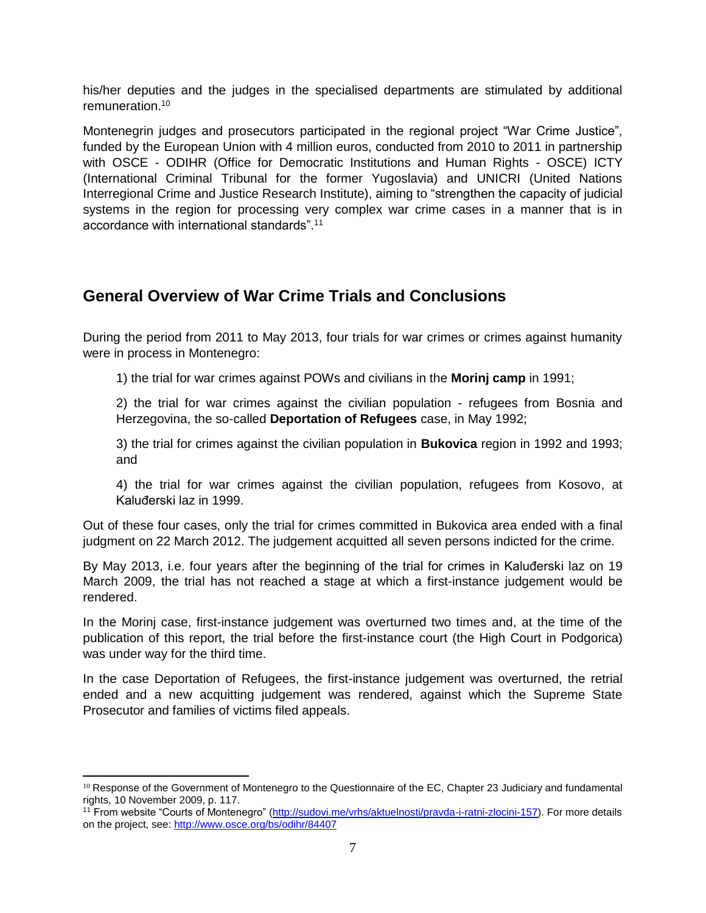his/her deputies and the judges in the specialised departments are stimulated by additional remuneration.[10]

Montenegrin judges and prosecutors participated in the regional project "War Crime Justice", funded by the European Union with 4 million euros, conducted from 2010 to 2011 in partnership with OSCE - ODIHR (Office for Democratic Institutions and Human Rights - OSCE) ICTY (International Criminal Tribunal for the former Yugoslavia) and UNICRI (United Nations Interregional Crime and Justice Research Institute), aiming to "strengthen the capacity of judicial systems in the region for processing very complex war crime cases in a manner that is in accordance with international standards".[11]

## General Overview of War Crime Trials and Conclusions

During the period from 2011 to May 2013, four trials for war crimes or crimes against humanity were in process in Montenegro:

1) the trial for war crimes against POWs and civilians in the **Morinj camp** in 1991;

2) the trial for war crimes against the civilian population - refugees from Bosnia and Herzegovina, the so-called **Deportation of Refugees** case, in May 1992;

3) the trial for crimes against the civilian population in **Bukovica** region in 1992 and 1993; and

4) the trial for war crimes against the civilian population, refugees from Kosovo, at Kaluđerski laz in 1999.

Out of these four cases, only the trial for crimes committed in Bukovica area ended with a final judgment on 22 March 2012. The judgement acquitted all seven persons indicted for the crime.

By May 2013, i.e. four years after the beginning of the trial for crimes in Kaluđerski laz on 19 March 2009, the trial has not reached a stage at which a first-instance judgement would be rendered.

In the Morinj case, first-instance judgement was overturned two times and, at the time of the publication of this report, the trial before the first-instance court (the High Court in Podgorica) was under way for the third time.

In the case Deportation of Refugees, the first-instance judgement was overturned, the retrial ended and a new acquitting judgement was rendered, against which the Supreme State Prosecutor and families of victims filed appeals.

---

[10] Response of the Government of Montenegro to the Questionnaire of the EC, Chapter 23 Judiciary and fundamental rights, 10 November 2009, p. 117.

[11] From website "Courts of Montenegro" (http://sudovi.me/vrhs/aktuelnosti/pravda-i-ratni-zlocini-157). For more details on the project, see: http://www.osce.org/bs/odihr/84407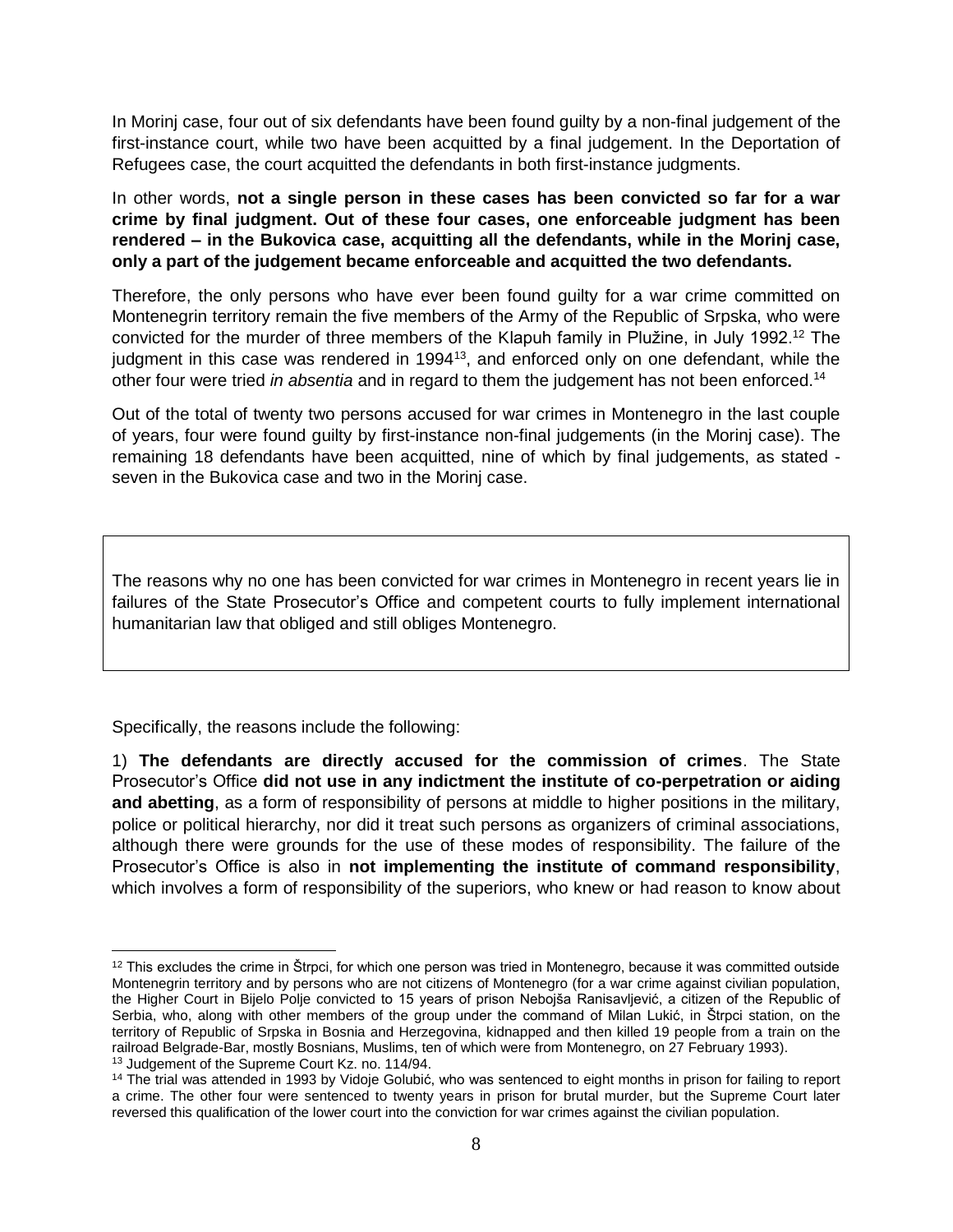In Morinj case, four out of six defendants have been found guilty by a non-final judgement of the first-instance court, while two have been acquitted by a final judgement. In the Deportation of Refugees case, the court acquitted the defendants in both first-instance judgments.

In other words, **not a single person in these cases has been convicted so far for a war crime by final judgment. Out of these four cases, one enforceable judgment has been rendered – in the Bukovica case, acquitting all the defendants, while in the Morinj case, only a part of the judgement became enforceable and acquitted the two defendants.**

Therefore, the only persons who have ever been found guilty for a war crime committed on Montenegrin territory remain the five members of the Army of the Republic of Srpska, who were convicted for the murder of three members of the Klapuh family in Plužine, in July 1992.[12] The judgment in this case was rendered in 1994[13], and enforced only on one defendant, while the other four were tried *in absentia* and in regard to them the judgement has not been enforced.[14]

Out of the total of twenty two persons accused for war crimes in Montenegro in the last couple of years, four were found guilty by first-instance non-final judgements (in the Morinj case). The remaining 18 defendants have been acquitted, nine of which by final judgements, as stated - seven in the Bukovica case and two in the Morinj case.

> The reasons why no one has been convicted for war crimes in Montenegro in recent years lie in failures of the State Prosecutor's Office and competent courts to fully implement international humanitarian law that obliged and still obliges Montenegro.

Specifically, the reasons include the following:

1) **The defendants are directly accused for the commission of crimes**. The State Prosecutor's Office **did not use in any indictment the institute of co-perpetration or aiding and abetting**, as a form of responsibility of persons at middle to higher positions in the military, police or political hierarchy, nor did it treat such persons as organizers of criminal associations, although there were grounds for the use of these modes of responsibility. The failure of the Prosecutor's Office is also in **not implementing the institute of command responsibility**, which involves a form of responsibility of the superiors, who knew or had reason to know about

---

[12] This excludes the crime in Štrpci, for which one person was tried in Montenegro, because it was committed outside Montenegrin territory and by persons who are not citizens of Montenegro (for a war crime against civilian population, the Higher Court in Bijelo Polje convicted to 15 years of prison Nebojša Ranisavljević, a citizen of the Republic of Serbia, who, along with other members of the group under the command of Milan Lukić, in Štrpci station, on the territory of Republic of Srpska in Bosnia and Herzegovina, kidnapped and then killed 19 people from a train on the railroad Belgrade-Bar, mostly Bosnians, Muslims, ten of which were from Montenegro, on 27 February 1993).

[13] Judgement of the Supreme Court Kz. no. 114/94.

[14] The trial was attended in 1993 by Vidoje Golubić, who was sentenced to eight months in prison for failing to report a crime. The other four were sentenced to twenty years in prison for brutal murder, but the Supreme Court later reversed this qualification of the lower court into the conviction for war crimes against the civilian population.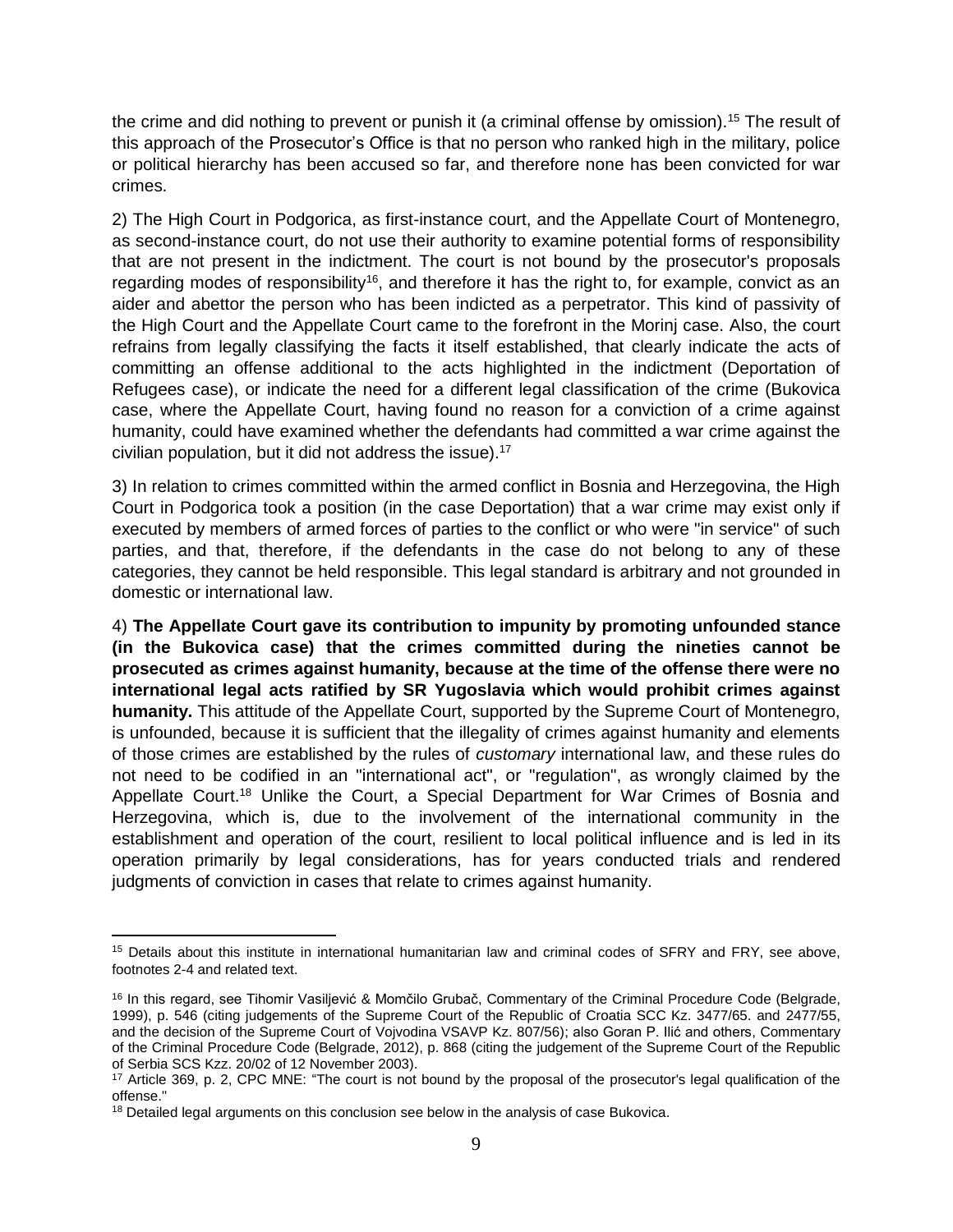the crime and did nothing to prevent or punish it (a criminal offense by omission).[15] The result of this approach of the Prosecutor's Office is that no person who ranked high in the military, police or political hierarchy has been accused so far, and therefore none has been convicted for war crimes.

2) The High Court in Podgorica, as first-instance court, and the Appellate Court of Montenegro, as second-instance court, do not use their authority to examine potential forms of responsibility that are not present in the indictment. The court is not bound by the prosecutor's proposals regarding modes of responsibility[16], and therefore it has the right to, for example, convict as an aider and abettor the person who has been indicted as a perpetrator. This kind of passivity of the High Court and the Appellate Court came to the forefront in the Morinj case. Also, the court refrains from legally classifying the facts it itself established, that clearly indicate the acts of committing an offense additional to the acts highlighted in the indictment (Deportation of Refugees case), or indicate the need for a different legal classification of the crime (Bukovica case, where the Appellate Court, having found no reason for a conviction of a crime against humanity, could have examined whether the defendants had committed a war crime against the civilian population, but it did not address the issue).[17]

3) In relation to crimes committed within the armed conflict in Bosnia and Herzegovina, the High Court in Podgorica took a position (in the case Deportation) that a war crime may exist only if executed by members of armed forces of parties to the conflict or who were "in service" of such parties, and that, therefore, if the defendants in the case do not belong to any of these categories, they cannot be held responsible. This legal standard is arbitrary and not grounded in domestic or international law.

4) **The Appellate Court gave its contribution to impunity by promoting unfounded stance (in the Bukovica case) that the crimes committed during the nineties cannot be prosecuted as crimes against humanity, because at the time of the offense there were no international legal acts ratified by SR Yugoslavia which would prohibit crimes against humanity.** This attitude of the Appellate Court, supported by the Supreme Court of Montenegro, is unfounded, because it is sufficient that the illegality of crimes against humanity and elements of those crimes are established by the rules of *customary* international law, and these rules do not need to be codified in an "international act", or "regulation", as wrongly claimed by the Appellate Court.[18] Unlike the Court, a Special Department for War Crimes of Bosnia and Herzegovina, which is, due to the involvement of the international community in the establishment and operation of the court, resilient to local political influence and is led in its operation primarily by legal considerations, has for years conducted trials and rendered judgments of conviction in cases that relate to crimes against humanity.

---

[15] Details about this institute in international humanitarian law and criminal codes of SFRY and FRY, see above, footnotes 2-4 and related text.

[16] In this regard, see Tihomir Vasiljević & Momčilo Grubač, Commentary of the Criminal Procedure Code (Belgrade, 1999), p. 546 (citing judgements of the Supreme Court of the Republic of Croatia SCC Kz. 3477/65. and 2477/55, and the decision of the Supreme Court of Vojvodina VSAVP Kz. 807/56); also Goran P. Ilić and others, Commentary of the Criminal Procedure Code (Belgrade, 2012), p. 868 (citing the judgement of the Supreme Court of the Republic of Serbia SCS Kzz. 20/02 of 12 November 2003).

[17] Article 369, p. 2, CPC MNE: "The court is not bound by the proposal of the prosecutor's legal qualification of the offense."

[18] Detailed legal arguments on this conclusion see below in the analysis of case Bukovica.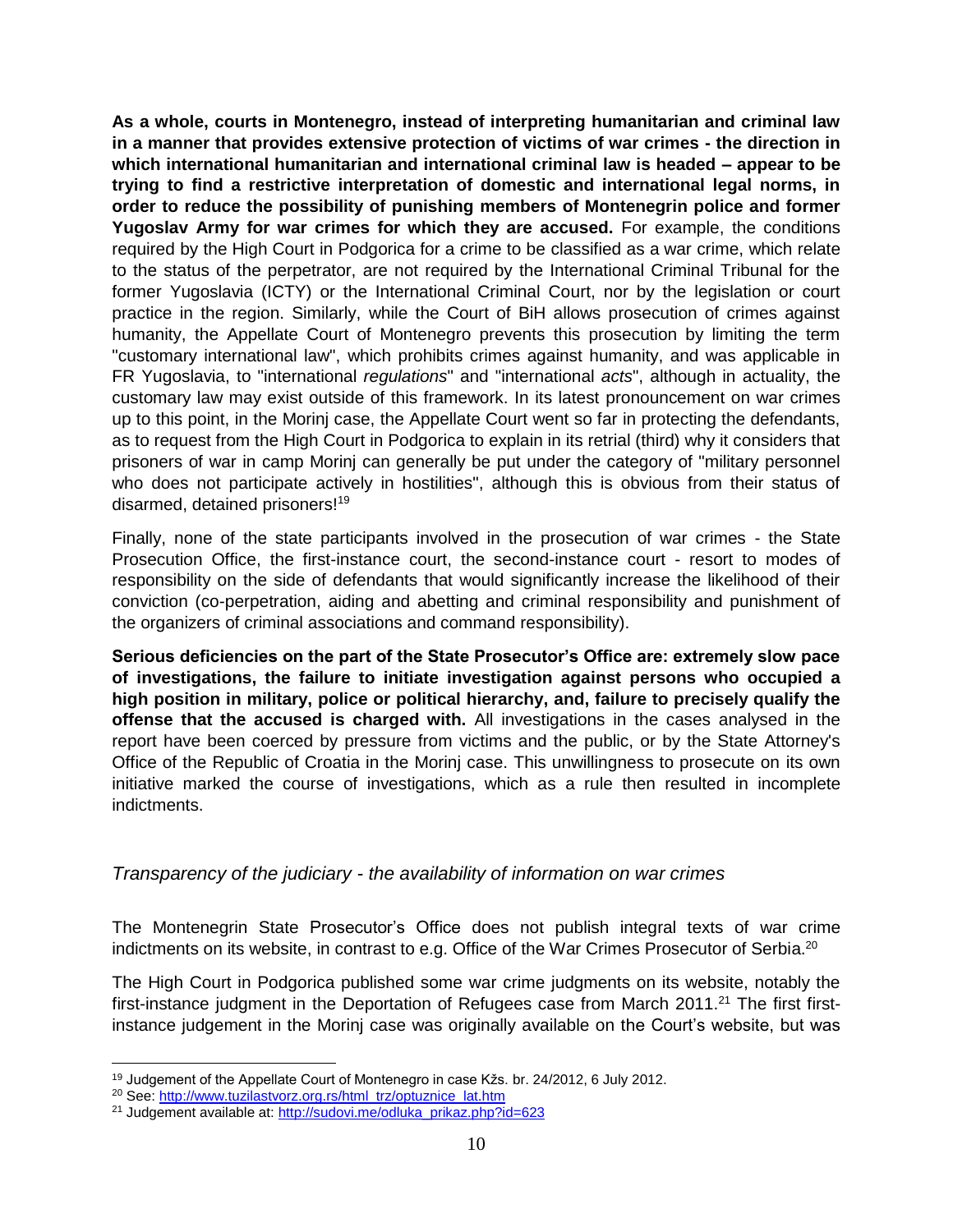**As a whole, courts in Montenegro, instead of interpreting humanitarian and criminal law in a manner that provides extensive protection of victims of war crimes - the direction in which international humanitarian and international criminal law is headed – appear to be trying to find a restrictive interpretation of domestic and international legal norms, in order to reduce the possibility of punishing members of Montenegrin police and former Yugoslav Army for war crimes for which they are accused.** For example, the conditions required by the High Court in Podgorica for a crime to be classified as a war crime, which relate to the status of the perpetrator, are not required by the International Criminal Tribunal for the former Yugoslavia (ICTY) or the International Criminal Court, nor by the legislation or court practice in the region. Similarly, while the Court of BiH allows prosecution of crimes against humanity, the Appellate Court of Montenegro prevents this prosecution by limiting the term "customary international law", which prohibits crimes against humanity, and was applicable in FR Yugoslavia, to "international *regulations*" and "international *acts*", although in actuality, the customary law may exist outside of this framework. In its latest pronouncement on war crimes up to this point, in the Morinj case, the Appellate Court went so far in protecting the defendants, as to request from the High Court in Podgorica to explain in its retrial (third) why it considers that prisoners of war in camp Morinj can generally be put under the category of "military personnel who does not participate actively in hostilities", although this is obvious from their status of disarmed, detained prisoners![19]

Finally, none of the state participants involved in the prosecution of war crimes - the State Prosecution Office, the first-instance court, the second-instance court - resort to modes of responsibility on the side of defendants that would significantly increase the likelihood of their conviction (co-perpetration, aiding and abetting and criminal responsibility and punishment of the organizers of criminal associations and command responsibility).

**Serious deficiencies on the part of the State Prosecutor's Office are: extremely slow pace of investigations, the failure to initiate investigation against persons who occupied a high position in military, police or political hierarchy, and, failure to precisely qualify the offense that the accused is charged with.** All investigations in the cases analysed in the report have been coerced by pressure from victims and the public, or by the State Attorney's Office of the Republic of Croatia in the Morinj case. This unwillingness to prosecute on its own initiative marked the course of investigations, which as a rule then resulted in incomplete indictments.

### *Transparency of the judiciary - the availability of information on war crimes*

The Montenegrin State Prosecutor's Office does not publish integral texts of war crime indictments on its website, in contrast to e.g. Office of the War Crimes Prosecutor of Serbia.[20]

The High Court in Podgorica published some war crime judgments on its website, notably the first-instance judgment in the Deportation of Refugees case from March 2011.[21] The first first-instance judgement in the Morinj case was originally available on the Court's website, but was

---

[19] Judgement of the Appellate Court of Montenegro in case Kžs. br. 24/2012, 6 July 2012.

[20] See: http://www.tuzilastvorz.org.rs/html_trz/optuznice_lat.htm

[21] Judgement available at: http://sudovi.me/odluka_prikaz.php?id=623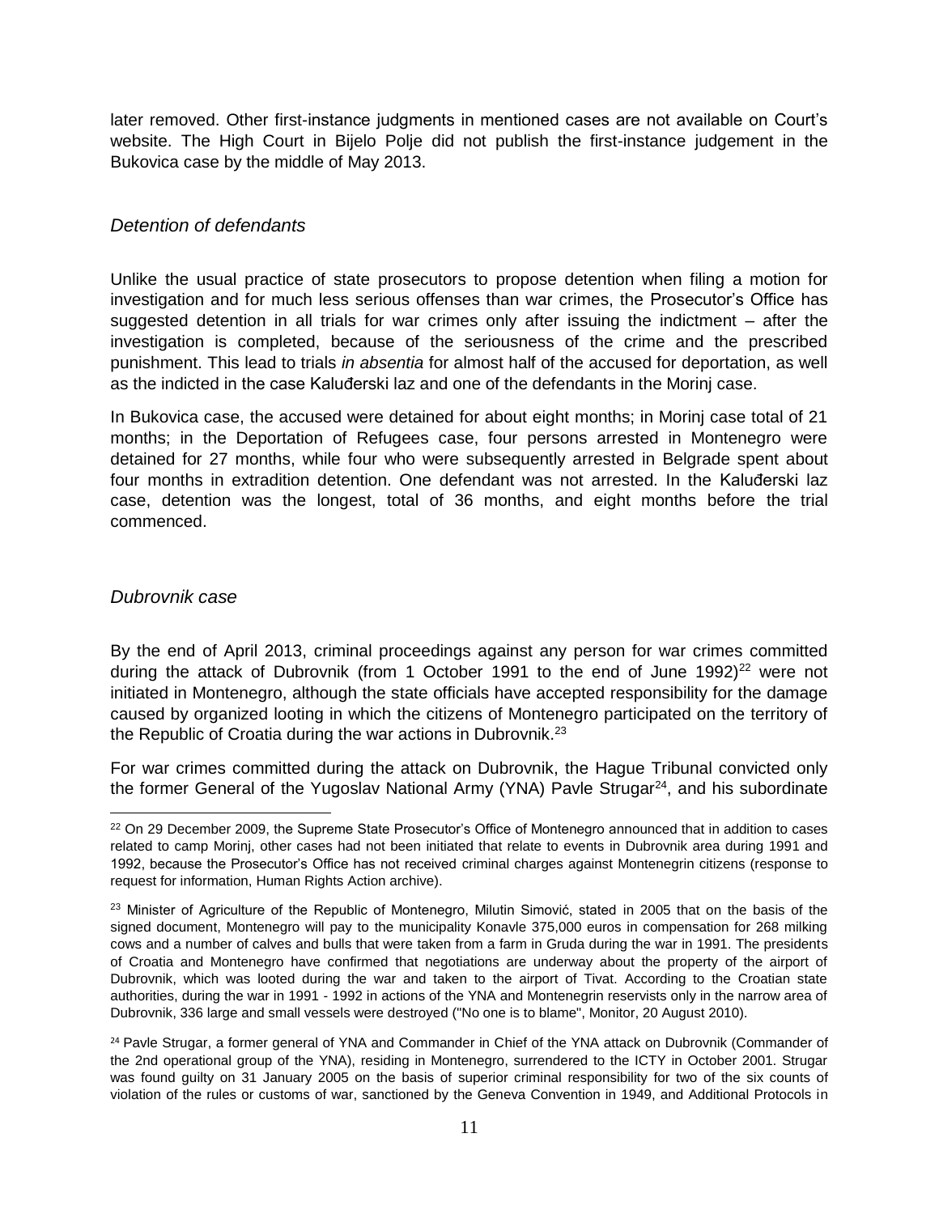later removed. Other first-instance judgments in mentioned cases are not available on Court's website. The High Court in Bijelo Polje did not publish the first-instance judgement in the Bukovica case by the middle of May 2013.

### *Detention of defendants*

Unlike the usual practice of state prosecutors to propose detention when filing a motion for investigation and for much less serious offenses than war crimes, the Prosecutor's Office has suggested detention in all trials for war crimes only after issuing the indictment – after the investigation is completed, because of the seriousness of the crime and the prescribed punishment. This lead to trials *in absentia* for almost half of the accused for deportation, as well as the indicted in the case Kaluđerski laz and one of the defendants in the Morinj case.

In Bukovica case, the accused were detained for about eight months; in Morinj case total of 21 months; in the Deportation of Refugees case, four persons arrested in Montenegro were detained for 27 months, while four who were subsequently arrested in Belgrade spent about four months in extradition detention. One defendant was not arrested. In the Kaluđerski laz case, detention was the longest, total of 36 months, and eight months before the trial commenced.

### *Dubrovnik case*

By the end of April 2013, criminal proceedings against any person for war crimes committed during the attack of Dubrovnik (from 1 October 1991 to the end of June 1992)[22] were not initiated in Montenegro, although the state officials have accepted responsibility for the damage caused by organized looting in which the citizens of Montenegro participated on the territory of the Republic of Croatia during the war actions in Dubrovnik.[23]

For war crimes committed during the attack on Dubrovnik, the Hague Tribunal convicted only the former General of the Yugoslav National Army (YNA) Pavle Strugar[24], and his subordinate

---

[22] On 29 December 2009, the Supreme State Prosecutor's Office of Montenegro announced that in addition to cases related to camp Morinj, other cases had not been initiated that relate to events in Dubrovnik area during 1991 and 1992, because the Prosecutor's Office has not received criminal charges against Montenegrin citizens (response to request for information, Human Rights Action archive).

[23] Minister of Agriculture of the Republic of Montenegro, Milutin Simović, stated in 2005 that on the basis of the signed document, Montenegro will pay to the municipality Konavle 375,000 euros in compensation for 268 milking cows and a number of calves and bulls that were taken from a farm in Gruda during the war in 1991. The presidents of Croatia and Montenegro have confirmed that negotiations are underway about the property of the airport of Dubrovnik, which was looted during the war and taken to the airport of Tivat. According to the Croatian state authorities, during the war in 1991 - 1992 in actions of the YNA and Montenegrin reservists only in the narrow area of Dubrovnik, 336 large and small vessels were destroyed ("No one is to blame", Monitor, 20 August 2010).

[24] Pavle Strugar, a former general of YNA and Commander in Chief of the YNA attack on Dubrovnik (Commander of the 2nd operational group of the YNA), residing in Montenegro, surrendered to the ICTY in October 2001. Strugar was found guilty on 31 January 2005 on the basis of superior criminal responsibility for two of the six counts of violation of the rules or customs of war, sanctioned by the Geneva Convention in 1949, and Additional Protocols in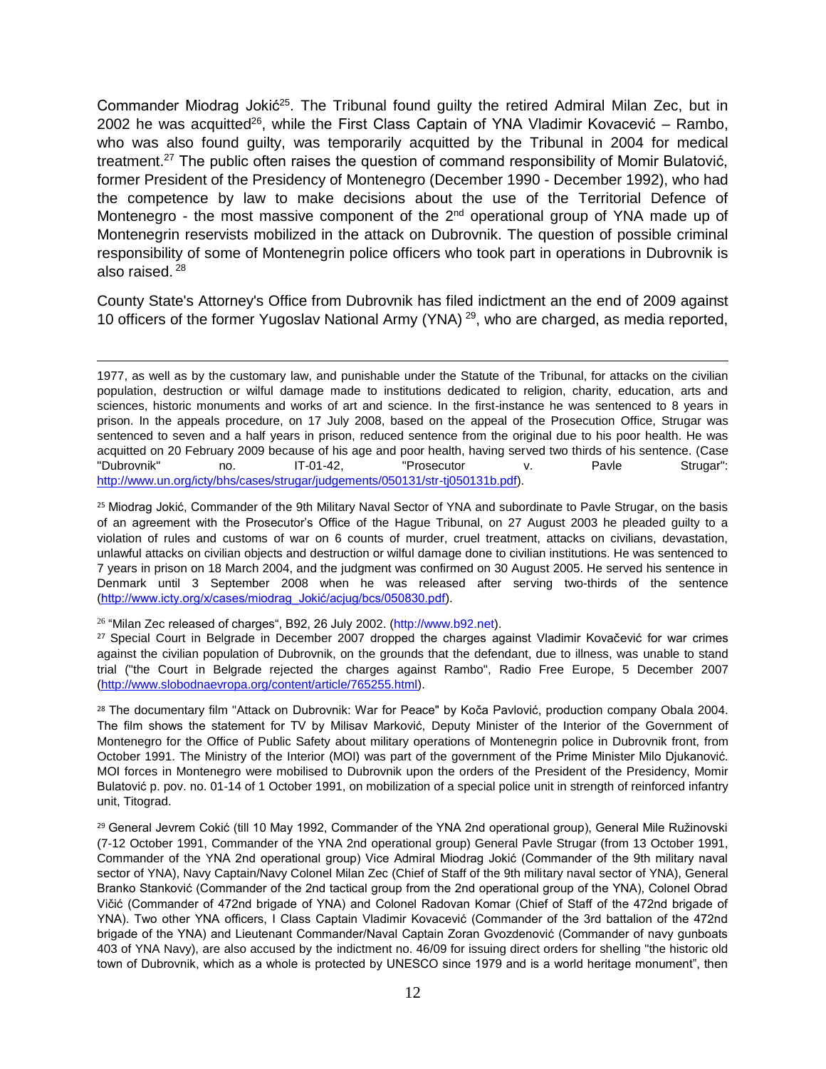Commander Miodrag Jokić[25]. The Tribunal found guilty the retired Admiral Milan Zec, but in 2002 he was acquitted[26], while the First Class Captain of YNA Vladimir Kovacević – Rambo, who was also found guilty, was temporarily acquitted by the Tribunal in 2004 for medical treatment.[27] The public often raises the question of command responsibility of Momir Bulatović, former President of the Presidency of Montenegro (December 1990 - December 1992), who had the competence by law to make decisions about the use of the Territorial Defence of Montenegro - the most massive component of the 2nd operational group of YNA made up of Montenegrin reservists mobilized in the attack on Dubrovnik. The question of possible criminal responsibility of some of Montenegrin police officers who took part in operations in Dubrovnik is also raised.[28]

County State's Attorney's Office from Dubrovnik has filed indictment an the end of 2009 against 10 officers of the former Yugoslav National Army (YNA)[29], who are charged, as media reported,

---

1977, as well as by the customary law, and punishable under the Statute of the Tribunal, for attacks on the civilian population, destruction or wilful damage made to institutions dedicated to religion, charity, education, arts and sciences, historic monuments and works of art and science. In the first-instance he was sentenced to 8 years in prison. In the appeals procedure, on 17 July 2008, based on the appeal of the Prosecution Office, Strugar was sentenced to seven and a half years in prison, reduced sentence from the original due to his poor health. He was acquitted on 20 February 2009 because of his age and poor health, having served two thirds of his sentence. (Case "Dubrovnik" no. IT-01-42, "Prosecutor v. Pavle Strugar": http://www.un.org/icty/bhs/cases/strugar/judgements/050131/str-tj050131b.pdf).

[25] Miodrag Jokić, Commander of the 9th Military Naval Sector of YNA and subordinate to Pavle Strugar, on the basis of an agreement with the Prosecutor's Office of the Hague Tribunal, on 27 August 2003 he pleaded guilty to a violation of rules and customs of war on 6 counts of murder, cruel treatment, attacks on civilians, devastation, unlawful attacks on civilian objects and destruction or wilful damage done to civilian institutions. He was sentenced to 7 years in prison on 18 March 2004, and the judgment was confirmed on 30 August 2005. He served his sentence in Denmark until 3 September 2008 when he was released after serving two-thirds of the sentence (http://www.icty.org/x/cases/miodrag_Jokić/acjug/bcs/050830.pdf).

[26] "Milan Zec released of charges", B92, 26 July 2002. (http://www.b92.net).

[27] Special Court in Belgrade in December 2007 dropped the charges against Vladimir Kovačević for war crimes against the civilian population of Dubrovnik, on the grounds that the defendant, due to illness, was unable to stand trial ("the Court in Belgrade rejected the charges against Rambo", Radio Free Europe, 5 December 2007 (http://www.slobodnaevropa.org/content/article/765255.html).

[28] The documentary film "Attack on Dubrovnik: War for Peace" by Koča Pavlović, production company Obala 2004. The film shows the statement for TV by Milisav Marković, Deputy Minister of the Interior of the Government of Montenegro for the Office of Public Safety about military operations of Montenegrin police in Dubrovnik front, from October 1991. The Ministry of the Interior (MOI) was part of the government of the Prime Minister Milo Djukanović. MOI forces in Montenegro were mobilised to Dubrovnik upon the orders of the President of the Presidency, Momir Bulatović p. pov. no. 01-14 of 1 October 1991, on mobilization of a special police unit in strength of reinforced infantry unit, Titograd.

[29] General Jevrem Cokić (till 10 May 1992, Commander of the YNA 2nd operational group), General Mile Ružinovski (7-12 October 1991, Commander of the YNA 2nd operational group) General Pavle Strugar (from 13 October 1991, Commander of the YNA 2nd operational group) Vice Admiral Miodrag Jokić (Commander of the 9th military naval sector of YNA), Navy Captain/Navy Colonel Milan Zec (Chief of Staff of the 9th military naval sector of YNA), General Branko Stanković (Commander of the 2nd tactical group from the 2nd operational group of the YNA), Colonel Obrad Vičić (Commander of 472nd brigade of YNA) and Colonel Radovan Komar (Chief of Staff of the 472nd brigade of YNA). Two other YNA officers, I Class Captain Vladimir Kovacević (Commander of the 3rd battalion of the 472nd brigade of the YNA) and Lieutenant Commander/Naval Captain Zoran Gvozdenović (Commander of navy gunboats 403 of YNA Navy), are also accused by the indictment no. 46/09 for issuing direct orders for shelling "the historic old town of Dubrovnik, which as a whole is protected by UNESCO since 1979 and is a world heritage monument", then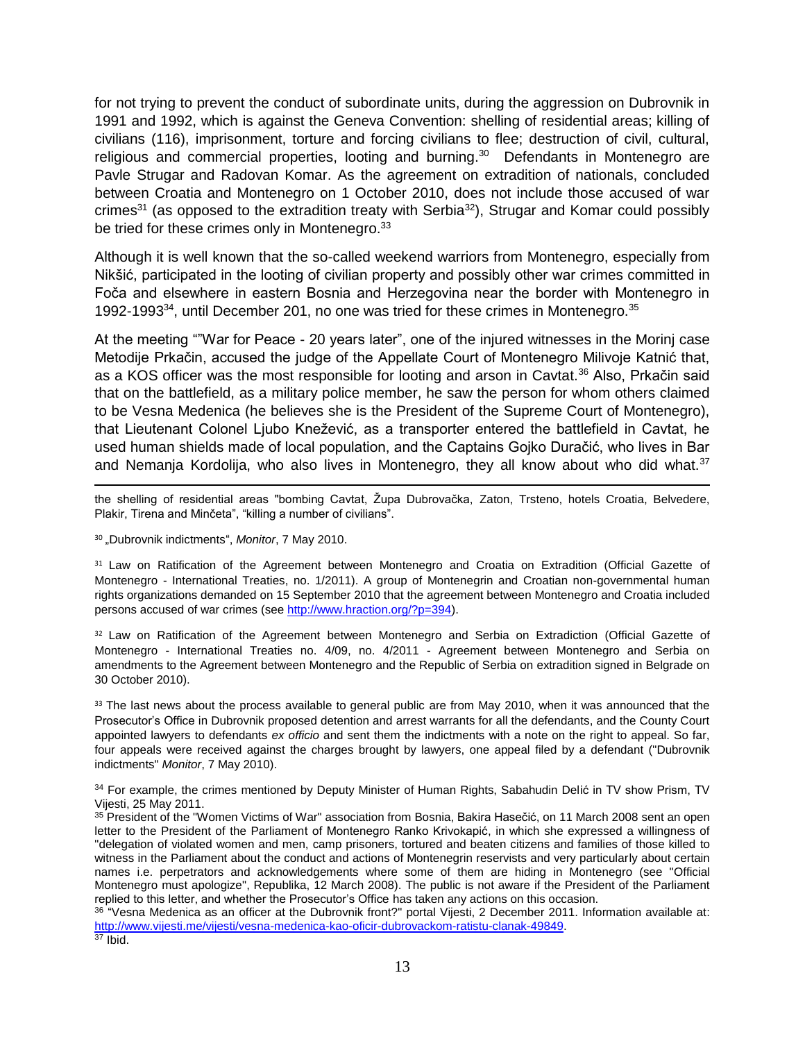for not trying to prevent the conduct of subordinate units, during the aggression on Dubrovnik in 1991 and 1992, which is against the Geneva Convention: shelling of residential areas; killing of civilians (116), imprisonment, torture and forcing civilians to flee; destruction of civil, cultural, religious and commercial properties, looting and burning.[30] Defendants in Montenegro are Pavle Strugar and Radovan Komar. As the agreement on extradition of nationals, concluded between Croatia and Montenegro on 1 October 2010, does not include those accused of war crimes[31] (as opposed to the extradition treaty with Serbia[32]), Strugar and Komar could possibly be tried for these crimes only in Montenegro.[33]

Although it is well known that the so-called weekend warriors from Montenegro, especially from Nikšić, participated in the looting of civilian property and possibly other war crimes committed in Foča and elsewhere in eastern Bosnia and Herzegovina near the border with Montenegro in 1992-1993[34], until December 201, no one was tried for these crimes in Montenegro.[35]

At the meeting ""War for Peace - 20 years later", one of the injured witnesses in the Morinj case Metodije Prkačin, accused the judge of the Appellate Court of Montenegro Milivoje Katnić that, as a KOS officer was the most responsible for looting and arson in Cavtat.[36] Also, Prkačin said that on the battlefield, as a military police member, he saw the person for whom others claimed to be Vesna Medenica (he believes she is the President of the Supreme Court of Montenegro), that Lieutenant Colonel Ljubo Knežević, as a transporter entered the battlefield in Cavtat, he used human shields made of local population, and the Captains Gojko Duračić, who lives in Bar and Nemanja Kordolija, who also lives in Montenegro, they all know about who did what.[37]

---

the shelling of residential areas "bombing Cavtat, Župa Dubrovačka, Zaton, Trsteno, hotels Croatia, Belvedere, Plakir, Tirena and Minčeta", "killing a number of civilians".

[30] „Dubrovnik indictments", *Monitor*, 7 May 2010.

[31] Law on Ratification of the Agreement between Montenegro and Croatia on Extradition (Official Gazette of Montenegro - International Treaties, no. 1/2011). A group of Montenegrin and Croatian non-governmental human rights organizations demanded on 15 September 2010 that the agreement between Montenegro and Croatia included persons accused of war crimes (see http://www.hraction.org/?p=394).

[32] Law on Ratification of the Agreement between Montenegro and Serbia on Extradiction (Official Gazette of Montenegro - International Treaties no. 4/09, no. 4/2011 - Agreement between Montenegro and Serbia on amendments to the Agreement between Montenegro and the Republic of Serbia on extradition signed in Belgrade on 30 October 2010).

[33] The last news about the process available to general public are from May 2010, when it was announced that the Prosecutor's Office in Dubrovnik proposed detention and arrest warrants for all the defendants, and the County Court appointed lawyers to defendants *ex officio* and sent them the indictments with a note on the right to appeal. So far, four appeals were received against the charges brought by lawyers, one appeal filed by a defendant ("Dubrovnik indictments" *Monitor*, 7 May 2010).

[34] For example, the crimes mentioned by Deputy Minister of Human Rights, Sabahudin Delić in TV show Prism, TV Vijesti, 25 May 2011.

[35] President of the "Women Victims of War" association from Bosnia, Bakira Hasečić, on 11 March 2008 sent an open letter to the President of the Parliament of Montenegro Ranko Krivokapić, in which she expressed a willingness of "delegation of violated women and men, camp prisoners, tortured and beaten citizens and families of those killed to witness in the Parliament about the conduct and actions of Montenegrin reservists and very particularly about certain names i.e. perpetrators and acknowledgements where some of them are hiding in Montenegro (see "Official Montenegro must apologize", Republika, 12 March 2008). The public is not aware if the President of the Parliament replied to this letter, and whether the Prosecutor's Office has taken any actions on this occasion.

[36] "Vesna Medenica as an officer at the Dubrovnik front?" portal Vijesti, 2 December 2011. Information available at: http://www.vijesti.me/vijesti/vesna-medenica-kao-oficir-dubrovackom-ratistu-clanak-49849.

[37] Ibid.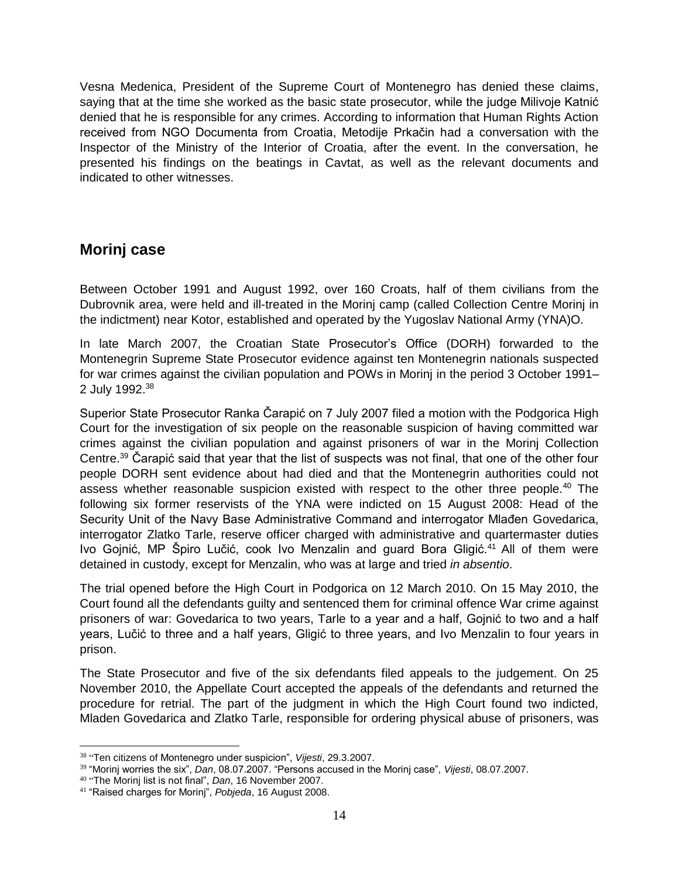Vesna Medenica, President of the Supreme Court of Montenegro has denied these claims, saying that at the time she worked as the basic state prosecutor, while the judge Milivoje Katnić denied that he is responsible for any crimes. According to information that Human Rights Action received from NGO Documenta from Croatia, Metodije Prkačin had a conversation with the Inspector of the Ministry of the Interior of Croatia, after the event. In the conversation, he presented his findings on the beatings in Cavtat, as well as the relevant documents and indicated to other witnesses.

## Morinj case

Between October 1991 and August 1992, over 160 Croats, half of them civilians from the Dubrovnik area, were held and ill-treated in the Morinj camp (called Collection Centre Morinj in the indictment) near Kotor, established and operated by the Yugoslav National Army (YNA)O.

In late March 2007, the Croatian State Prosecutor's Office (DORH) forwarded to the Montenegrin Supreme State Prosecutor evidence against ten Montenegrin nationals suspected for war crimes against the civilian population and POWs in Morinj in the period 3 October 1991–2 July 1992.[38]

Superior State Prosecutor Ranka Čarapić on 7 July 2007 filed a motion with the Podgorica High Court for the investigation of six people on the reasonable suspicion of having committed war crimes against the civilian population and against prisoners of war in the Morinj Collection Centre.[39] Čarapić said that year that the list of suspects was not final, that one of the other four people DORH sent evidence about had died and that the Montenegrin authorities could not assess whether reasonable suspicion existed with respect to the other three people.[40] The following six former reservists of the YNA were indicted on 15 August 2008: Head of the Security Unit of the Navy Base Administrative Command and interrogator Mlađen Govedarica, interrogator Zlatko Tarle, reserve officer charged with administrative and quartermaster duties Ivo Gojnić, MP Špiro Lučić, cook Ivo Menzalin and guard Bora Gligić.[41] All of them were detained in custody, except for Menzalin, who was at large and tried *in absentio*.

The trial opened before the High Court in Podgorica on 12 March 2010. On 15 May 2010, the Court found all the defendants guilty and sentenced them for criminal offence War crime against prisoners of war: Govedarica to two years, Tarle to a year and a half, Gojnić to two and a half years, Lučić to three and a half years, Gligić to three years, and Ivo Menzalin to four years in prison.

The State Prosecutor and five of the six defendants filed appeals to the judgement. On 25 November 2010, the Appellate Court accepted the appeals of the defendants and returned the procedure for retrial. The part of the judgment in which the High Court found two indicted, Mladen Govedarica and Zlatko Tarle, responsible for ordering physical abuse of prisoners, was

---

[38] "Ten citizens of Montenegro under suspicion", *Vijesti*, 29.3.2007.

[39] "Morinj worries the six", *Dan*, 08.07.2007. "Persons accused in the Morinj case", *Vijesti*, 08.07.2007.

[40] "The Morinj list is not final", *Dan*, 16 November 2007.

[41] "Raised charges for Morinj", *Pobjeda*, 16 August 2008.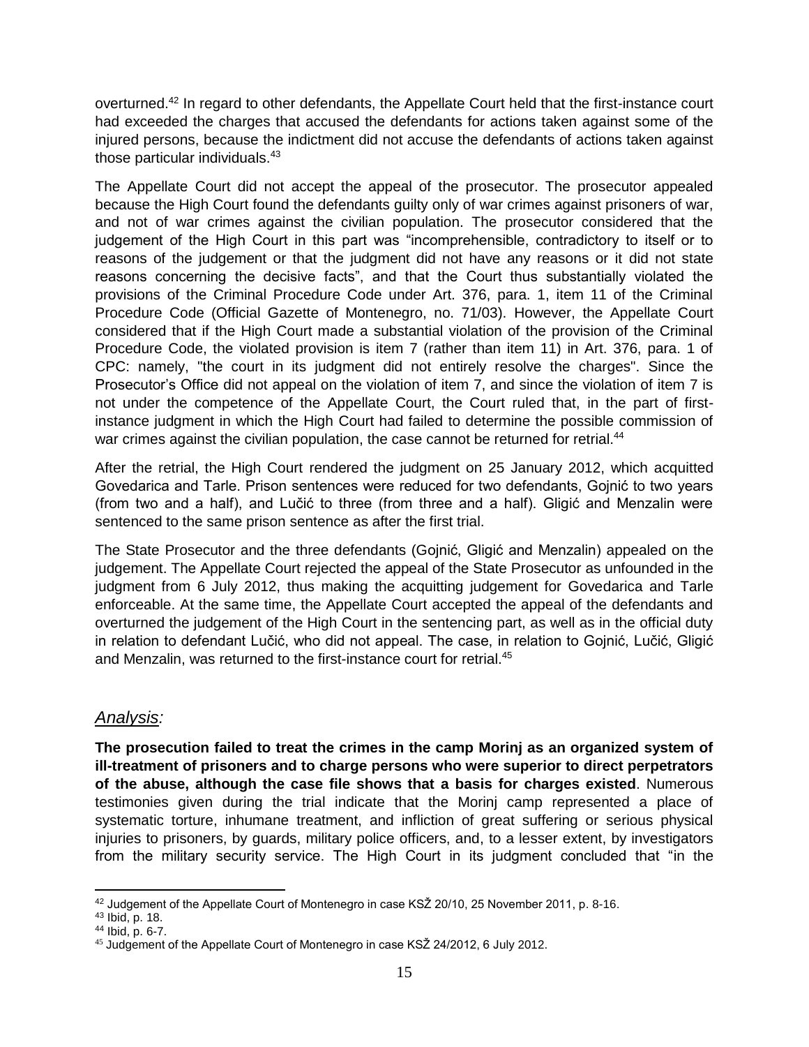overturned.[42] In regard to other defendants, the Appellate Court held that the first-instance court had exceeded the charges that accused the defendants for actions taken against some of the injured persons, because the indictment did not accuse the defendants of actions taken against those particular individuals.[43]

The Appellate Court did not accept the appeal of the prosecutor. The prosecutor appealed because the High Court found the defendants guilty only of war crimes against prisoners of war, and not of war crimes against the civilian population. The prosecutor considered that the judgement of the High Court in this part was "incomprehensible, contradictory to itself or to reasons of the judgement or that the judgment did not have any reasons or it did not state reasons concerning the decisive facts", and that the Court thus substantially violated the provisions of the Criminal Procedure Code under Art. 376, para. 1, item 11 of the Criminal Procedure Code (Official Gazette of Montenegro, no. 71/03). However, the Appellate Court considered that if the High Court made a substantial violation of the provision of the Criminal Procedure Code, the violated provision is item 7 (rather than item 11) in Art. 376, para. 1 of CPC: namely, "the court in its judgment did not entirely resolve the charges". Since the Prosecutor's Office did not appeal on the violation of item 7, and since the violation of item 7 is not under the competence of the Appellate Court, the Court ruled that, in the part of first-instance judgment in which the High Court had failed to determine the possible commission of war crimes against the civilian population, the case cannot be returned for retrial.[44]

After the retrial, the High Court rendered the judgment on 25 January 2012, which acquitted Govedarica and Tarle. Prison sentences were reduced for two defendants, Gojnić to two years (from two and a half), and Lučić to three (from three and a half). Gligić and Menzalin were sentenced to the same prison sentence as after the first trial.

The State Prosecutor and the three defendants (Gojnić, Gligić and Menzalin) appealed on the judgement. The Appellate Court rejected the appeal of the State Prosecutor as unfounded in the judgment from 6 July 2012, thus making the acquitting judgement for Govedarica and Tarle enforceable. At the same time, the Appellate Court accepted the appeal of the defendants and overturned the judgement of the High Court in the sentencing part, as well as in the official duty in relation to defendant Lučić, who did not appeal. The case, in relation to Gojnić, Lučić, Gligić and Menzalin, was returned to the first-instance court for retrial.[45]

## *Analysis:*

**The prosecution failed to treat the crimes in the camp Morinj as an organized system of ill-treatment of prisoners and to charge persons who were superior to direct perpetrators of the abuse, although the case file shows that a basis for charges existed**. Numerous testimonies given during the trial indicate that the Morinj camp represented a place of systematic torture, inhumane treatment, and infliction of great suffering or serious physical injuries to prisoners, by guards, military police officers, and, to a lesser extent, by investigators from the military security service. The High Court in its judgment concluded that "in the

---

[42] Judgement of the Appellate Court of Montenegro in case KSŽ 20/10, 25 November 2011, p. 8-16.

[43] Ibid, p. 18.

[44] Ibid, p. 6-7.

[45] Judgement of the Appellate Court of Montenegro in case KSŽ 24/2012, 6 July 2012.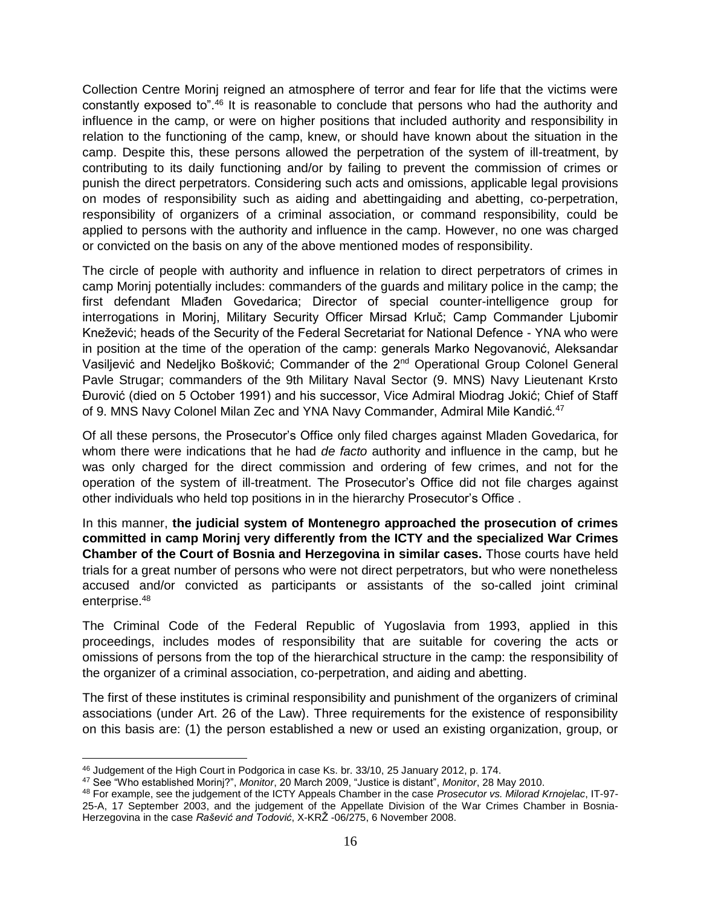Collection Centre Morinj reigned an atmosphere of terror and fear for life that the victims were constantly exposed to".[46] It is reasonable to conclude that persons who had the authority and influence in the camp, or were on higher positions that included authority and responsibility in relation to the functioning of the camp, knew, or should have known about the situation in the camp. Despite this, these persons allowed the perpetration of the system of ill-treatment, by contributing to its daily functioning and/or by failing to prevent the commission of crimes or punish the direct perpetrators. Considering such acts and omissions, applicable legal provisions on modes of responsibility such as aiding and abettingaiding and abetting, co-perpetration, responsibility of organizers of a criminal association, or command responsibility, could be applied to persons with the authority and influence in the camp. However, no one was charged or convicted on the basis on any of the above mentioned modes of responsibility.

The circle of people with authority and influence in relation to direct perpetrators of crimes in camp Morinj potentially includes: commanders of the guards and military police in the camp; the first defendant Mlađen Govedarica; Director of special counter-intelligence group for interrogations in Morinj, Military Security Officer Mirsad Krluč; Camp Commander Ljubomir Knežević; heads of the Security of the Federal Secretariat for National Defence - YNA who were in position at the time of the operation of the camp: generals Marko Negovanović, Aleksandar Vasiljević and Nedeljko Bošković; Commander of the 2nd Operational Group Colonel General Pavle Strugar; commanders of the 9th Military Naval Sector (9. MNS) Navy Lieutenant Krsto Đurović (died on 5 October 1991) and his successor, Vice Admiral Miodrag Jokić; Chief of Staff of 9. MNS Navy Colonel Milan Zec and YNA Navy Commander, Admiral Mile Kandić.[47]

Of all these persons, the Prosecutor's Office only filed charges against Mladen Govedarica, for whom there were indications that he had *de facto* authority and influence in the camp, but he was only charged for the direct commission and ordering of few crimes, and not for the operation of the system of ill-treatment. The Prosecutor's Office did not file charges against other individuals who held top positions in in the hierarchy Prosecutor's Office .

In this manner, **the judicial system of Montenegro approached the prosecution of crimes committed in camp Morinj very differently from the ICTY and the specialized War Crimes Chamber of the Court of Bosnia and Herzegovina in similar cases.** Those courts have held trials for a great number of persons who were not direct perpetrators, but who were nonetheless accused and/or convicted as participants or assistants of the so-called joint criminal enterprise.[48]

The Criminal Code of the Federal Republic of Yugoslavia from 1993, applied in this proceedings, includes modes of responsibility that are suitable for covering the acts or omissions of persons from the top of the hierarchical structure in the camp: the responsibility of the organizer of a criminal association, co-perpetration, and aiding and abetting.

The first of these institutes is criminal responsibility and punishment of the organizers of criminal associations (under Art. 26 of the Law). Three requirements for the existence of responsibility on this basis are: (1) the person established a new or used an existing organization, group, or

---

[46] Judgement of the High Court in Podgorica in case Ks. br. 33/10, 25 January 2012, p. 174.

[47] See "Who established Morinj?", *Monitor*, 20 March 2009, "Justice is distant", *Monitor*, 28 May 2010.

[48] For example, see the judgement of the ICTY Appeals Chamber in the case *Prosecutor vs. Milorad Krnojelac*, IT-97-25-A, 17 September 2003, and the judgement of the Appellate Division of the War Crimes Chamber in Bosnia-Herzegovina in the case *Rašević and Todović*, X-KRŽ -06/275, 6 November 2008.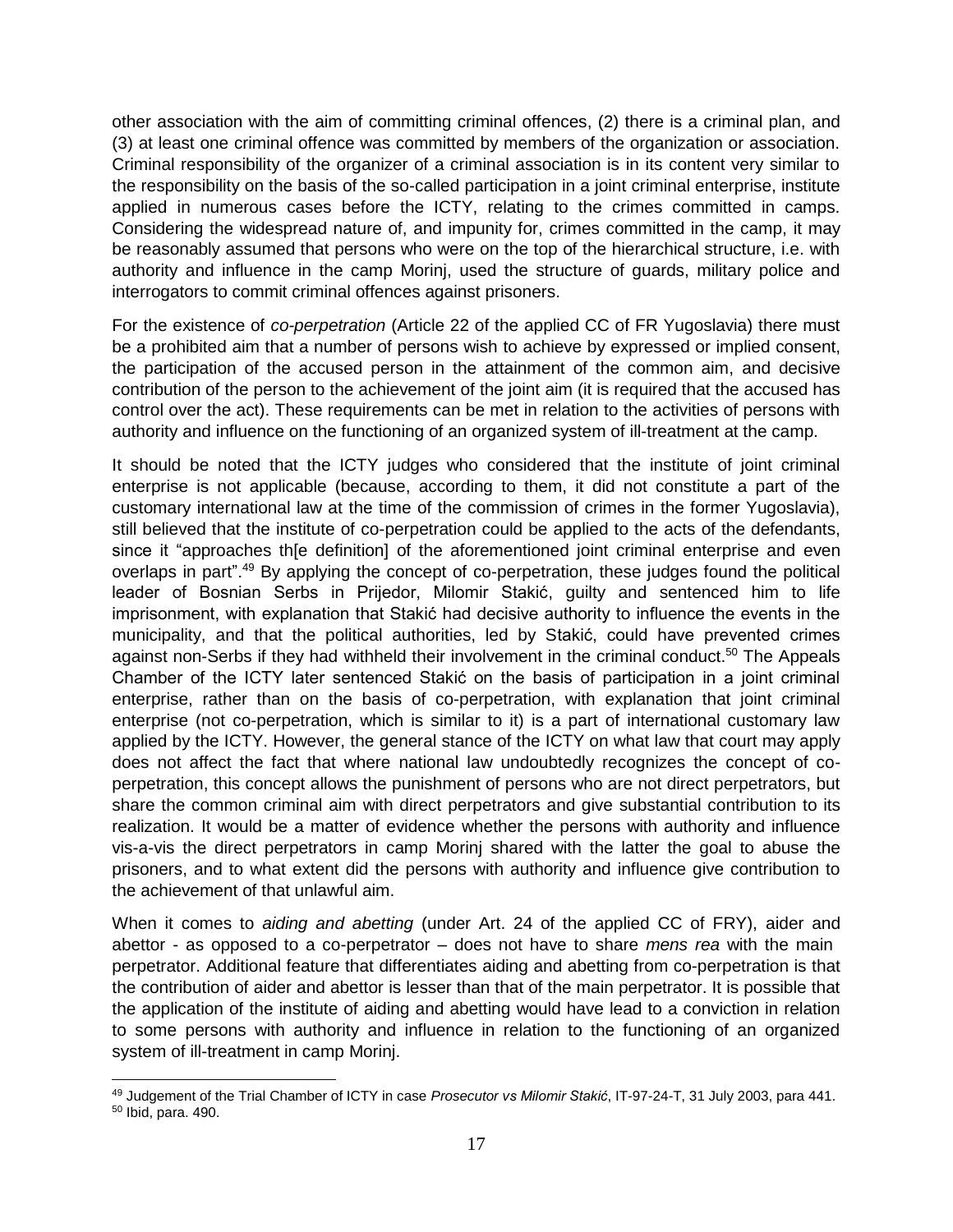other association with the aim of committing criminal offences, (2) there is a criminal plan, and (3) at least one criminal offence was committed by members of the organization or association. Criminal responsibility of the organizer of a criminal association is in its content very similar to the responsibility on the basis of the so-called participation in a joint criminal enterprise, institute applied in numerous cases before the ICTY, relating to the crimes committed in camps. Considering the widespread nature of, and impunity for, crimes committed in the camp, it may be reasonably assumed that persons who were on the top of the hierarchical structure, i.e. with authority and influence in the camp Morinj, used the structure of guards, military police and interrogators to commit criminal offences against prisoners.

For the existence of *co-perpetration* (Article 22 of the applied CC of FR Yugoslavia) there must be a prohibited aim that a number of persons wish to achieve by expressed or implied consent, the participation of the accused person in the attainment of the common aim, and decisive contribution of the person to the achievement of the joint aim (it is required that the accused has control over the act). These requirements can be met in relation to the activities of persons with authority and influence on the functioning of an organized system of ill-treatment at the camp.

It should be noted that the ICTY judges who considered that the institute of joint criminal enterprise is not applicable (because, according to them, it did not constitute a part of the customary international law at the time of the commission of crimes in the former Yugoslavia), still believed that the institute of co-perpetration could be applied to the acts of the defendants, since it "approaches th[e definition] of the aforementioned joint criminal enterprise and even overlaps in part".[49] By applying the concept of co-perpetration, these judges found the political leader of Bosnian Serbs in Prijedor, Milomir Stakić, guilty and sentenced him to life imprisonment, with explanation that Stakić had decisive authority to influence the events in the municipality, and that the political authorities, led by Stakić, could have prevented crimes against non-Serbs if they had withheld their involvement in the criminal conduct.[50] The Appeals Chamber of the ICTY later sentenced Stakić on the basis of participation in a joint criminal enterprise, rather than on the basis of co-perpetration, with explanation that joint criminal enterprise (not co-perpetration, which is similar to it) is a part of international customary law applied by the ICTY. However, the general stance of the ICTY on what law that court may apply does not affect the fact that where national law undoubtedly recognizes the concept of co-perpetration, this concept allows the punishment of persons who are not direct perpetrators, but share the common criminal aim with direct perpetrators and give substantial contribution to its realization. It would be a matter of evidence whether the persons with authority and influence vis-a-vis the direct perpetrators in camp Morinj shared with the latter the goal to abuse the prisoners, and to what extent did the persons with authority and influence give contribution to the achievement of that unlawful aim.

When it comes to *aiding and abetting* (under Art. 24 of the applied CC of FRY), aider and abettor - as opposed to a co-perpetrator – does not have to share *mens rea* with the main perpetrator. Additional feature that differentiates aiding and abetting from co-perpetration is that the contribution of aider and abettor is lesser than that of the main perpetrator. It is possible that the application of the institute of aiding and abetting would have lead to a conviction in relation to some persons with authority and influence in relation to the functioning of an organized system of ill-treatment in camp Morinj.

---

[49] Judgement of the Trial Chamber of ICTY in case *Prosecutor vs Milomir Stakić*, IT-97-24-T, 31 July 2003, para 441.
[50] Ibid, para. 490.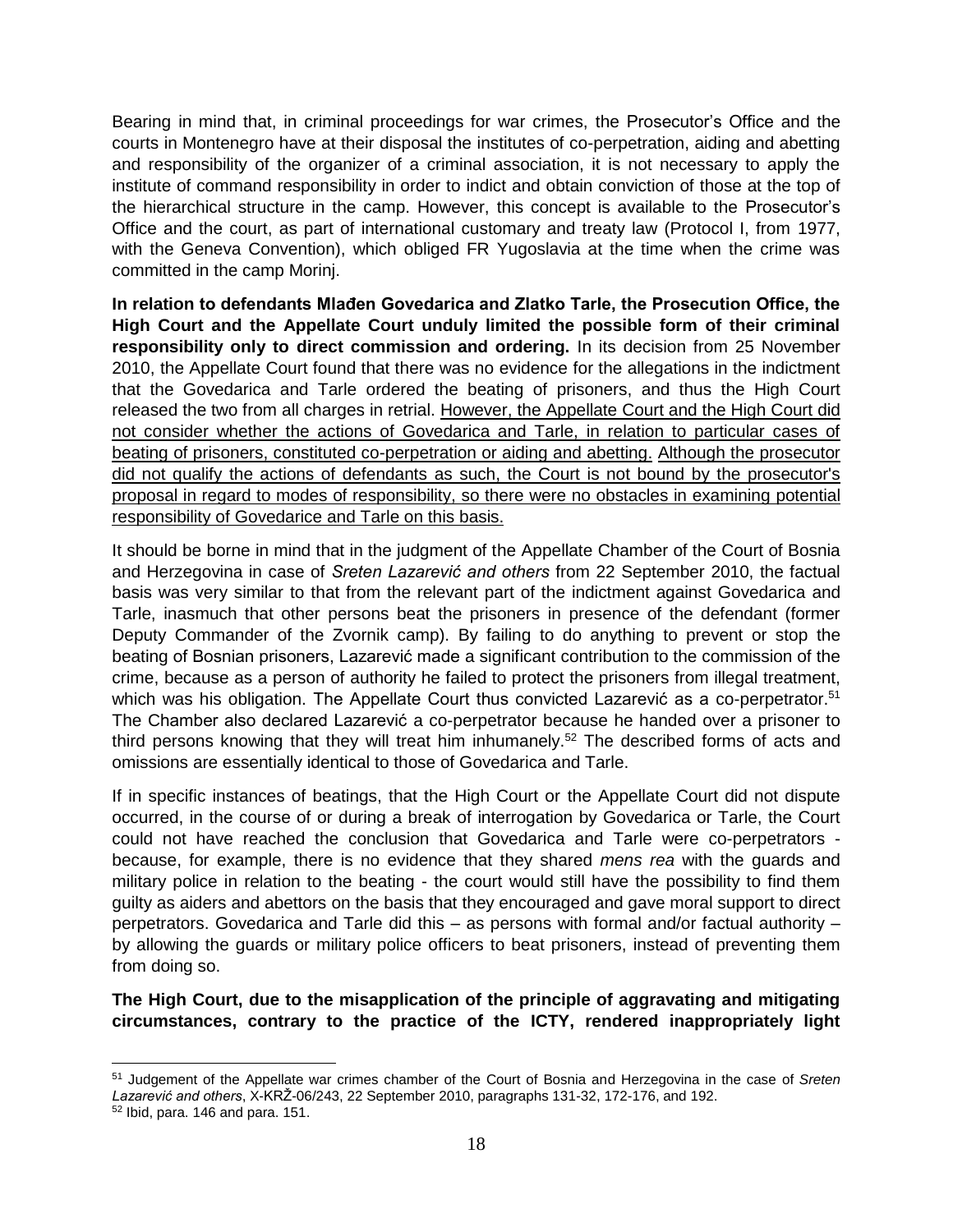Bearing in mind that, in criminal proceedings for war crimes, the Prosecutor's Office and the courts in Montenegro have at their disposal the institutes of co-perpetration, aiding and abetting and responsibility of the organizer of a criminal association, it is not necessary to apply the institute of command responsibility in order to indict and obtain conviction of those at the top of the hierarchical structure in the camp. However, this concept is available to the Prosecutor's Office and the court, as part of international customary and treaty law (Protocol I, from 1977, with the Geneva Convention), which obliged FR Yugoslavia at the time when the crime was committed in the camp Morinj.

**In relation to defendants Mlađen Govedarica and Zlatko Tarle, the Prosecution Office, the High Court and the Appellate Court unduly limited the possible form of their criminal responsibility only to direct commission and ordering.** In its decision from 25 November 2010, the Appellate Court found that there was no evidence for the allegations in the indictment that the Govedarica and Tarle ordered the beating of prisoners, and thus the High Court released the two from all charges in retrial. However, the Appellate Court and the High Court did not consider whether the actions of Govedarica and Tarle, in relation to particular cases of beating of prisoners, constituted co-perpetration or aiding and abetting. Although the prosecutor did not qualify the actions of defendants as such, the Court is not bound by the prosecutor's proposal in regard to modes of responsibility, so there were no obstacles in examining potential responsibility of Govedarice and Tarle on this basis.

It should be borne in mind that in the judgment of the Appellate Chamber of the Court of Bosnia and Herzegovina in case of *Sreten Lazarević and others* from 22 September 2010, the factual basis was very similar to that from the relevant part of the indictment against Govedarica and Tarle, inasmuch that other persons beat the prisoners in presence of the defendant (former Deputy Commander of the Zvornik camp). By failing to do anything to prevent or stop the beating of Bosnian prisoners, Lazarević made a significant contribution to the commission of the crime, because as a person of authority he failed to protect the prisoners from illegal treatment, which was his obligation. The Appellate Court thus convicted Lazarević as a co-perpetrator.[51] The Chamber also declared Lazarević a co-perpetrator because he handed over a prisoner to third persons knowing that they will treat him inhumanely.[52] The described forms of acts and omissions are essentially identical to those of Govedarica and Tarle.

If in specific instances of beatings, that the High Court or the Appellate Court did not dispute occurred, in the course of or during a break of interrogation by Govedarica or Tarle, the Court could not have reached the conclusion that Govedarica and Tarle were co-perpetrators - because, for example, there is no evidence that they shared *mens rea* with the guards and military police in relation to the beating - the court would still have the possibility to find them guilty as aiders and abettors on the basis that they encouraged and gave moral support to direct perpetrators. Govedarica and Tarle did this – as persons with formal and/or factual authority – by allowing the guards or military police officers to beat prisoners, instead of preventing them from doing so.

**The High Court, due to the misapplication of the principle of aggravating and mitigating circumstances, contrary to the practice of the ICTY, rendered inappropriately light**

[51] Judgement of the Appellate war crimes chamber of the Court of Bosnia and Herzegovina in the case of *Sreten Lazarević and others*, X-KRŽ-06/243, 22 September 2010, paragraphs 131-32, 172-176, and 192.

[52] Ibid, para. 146 and para. 151.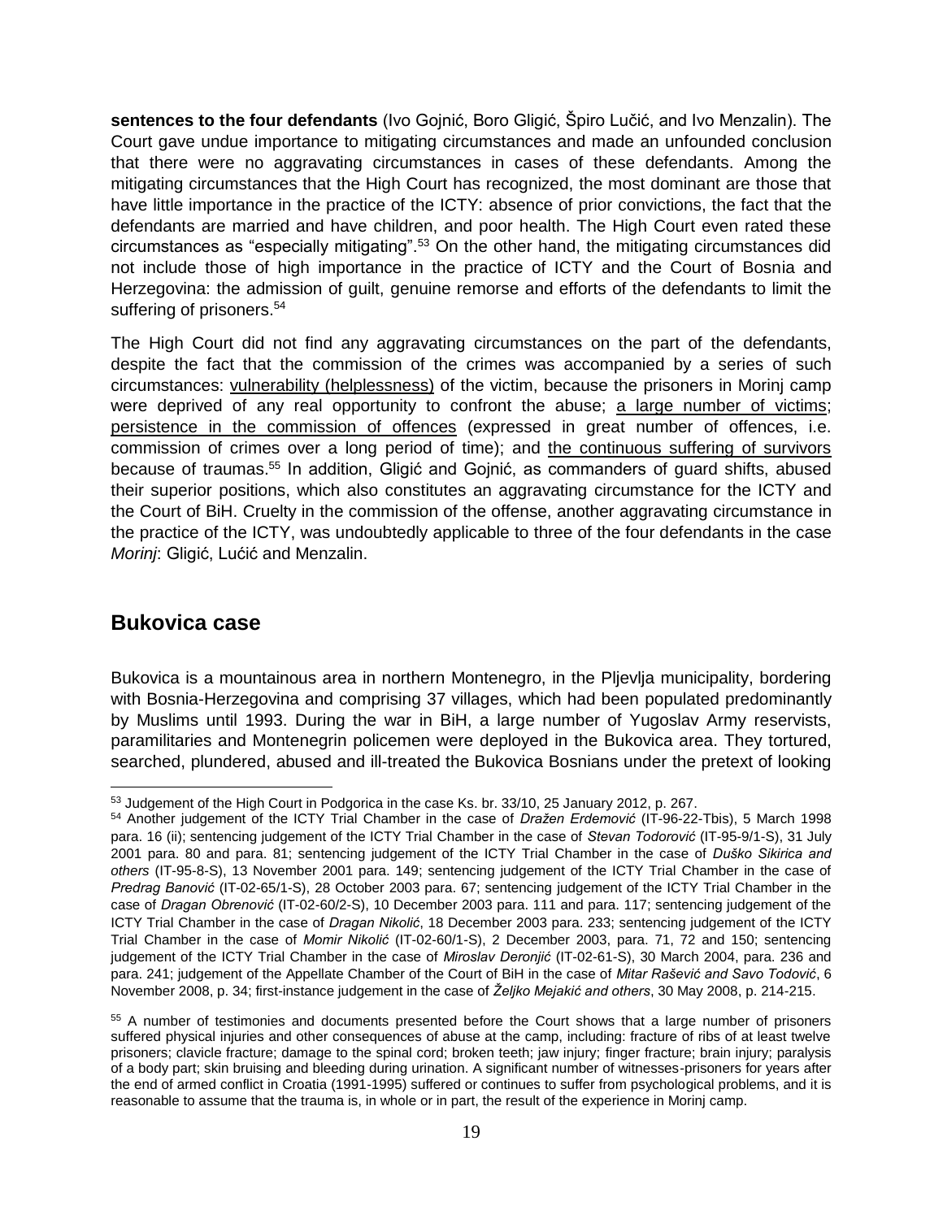**sentences to the four defendants** (Ivo Gojnić, Boro Gligić, Špiro Lučić, and Ivo Menzalin). The Court gave undue importance to mitigating circumstances and made an unfounded conclusion that there were no aggravating circumstances in cases of these defendants. Among the mitigating circumstances that the High Court has recognized, the most dominant are those that have little importance in the practice of the ICTY: absence of prior convictions, the fact that the defendants are married and have children, and poor health. The High Court even rated these circumstances as "especially mitigating".[53] On the other hand, the mitigating circumstances did not include those of high importance in the practice of ICTY and the Court of Bosnia and Herzegovina: the admission of guilt, genuine remorse and efforts of the defendants to limit the suffering of prisoners.[54]

The High Court did not find any aggravating circumstances on the part of the defendants, despite the fact that the commission of the crimes was accompanied by a series of such circumstances: vulnerability (helplessness) of the victim, because the prisoners in Morinj camp were deprived of any real opportunity to confront the abuse; a large number of victims; persistence in the commission of offences (expressed in great number of offences, i.e. commission of crimes over a long period of time); and the continuous suffering of survivors because of traumas.[55] In addition, Gligić and Gojnić, as commanders of guard shifts, abused their superior positions, which also constitutes an aggravating circumstance for the ICTY and the Court of BiH. Cruelty in the commission of the offense, another aggravating circumstance in the practice of the ICTY, was undoubtedly applicable to three of the four defendants in the case *Morinj*: Gligić, Lućić and Menzalin.

## Bukovica case

Bukovica is a mountainous area in northern Montenegro, in the Pljevlja municipality, bordering with Bosnia-Herzegovina and comprising 37 villages, which had been populated predominantly by Muslims until 1993. During the war in BiH, a large number of Yugoslav Army reservists, paramilitaries and Montenegrin policemen were deployed in the Bukovica area. They tortured, searched, plundered, abused and ill-treated the Bukovica Bosnians under the pretext of looking

---

[53] Judgement of the High Court in Podgorica in the case Ks. br. 33/10, 25 January 2012, p. 267.

[54] Another judgement of the ICTY Trial Chamber in the case of *Dražen Erdemović* (IT-96-22-Tbis), 5 March 1998 para. 16 (ii); sentencing judgement of the ICTY Trial Chamber in the case of *Stevan Todorović* (IT-95-9/1-S), 31 July 2001 para. 80 and para. 81; sentencing judgement of the ICTY Trial Chamber in the case of *Duško Sikirica and others* (IT-95-8-S), 13 November 2001 para. 149; sentencing judgement of the ICTY Trial Chamber in the case of *Predrag Banović* (IT-02-65/1-S), 28 October 2003 para. 67; sentencing judgement of the ICTY Trial Chamber in the case of *Dragan Obrenović* (IT-02-60/2-S), 10 December 2003 para. 111 and para. 117; sentencing judgement of the ICTY Trial Chamber in the case of *Dragan Nikolić*, 18 December 2003 para. 233; sentencing judgement of the ICTY Trial Chamber in the case of *Momir Nikolić* (IT-02-60/1-S), 2 December 2003, para. 71, 72 and 150; sentencing judgement of the ICTY Trial Chamber in the case of *Miroslav Deronjić* (IT-02-61-S), 30 March 2004, para. 236 and para. 241; judgement of the Appellate Chamber of the Court of BiH in the case of *Mitar Rašević and Savo Todović*, 6 November 2008, p. 34; first-instance judgement in the case of *Željko Mejakić and others*, 30 May 2008, p. 214-215.

[55] A number of testimonies and documents presented before the Court shows that a large number of prisoners suffered physical injuries and other consequences of abuse at the camp, including: fracture of ribs of at least twelve prisoners; clavicle fracture; damage to the spinal cord; broken teeth; jaw injury; finger fracture; brain injury; paralysis of a body part; skin bruising and bleeding during urination. A significant number of witnesses-prisoners for years after the end of armed conflict in Croatia (1991-1995) suffered or continues to suffer from psychological problems, and it is reasonable to assume that the trauma is, in whole or in part, the result of the experience in Morinj camp.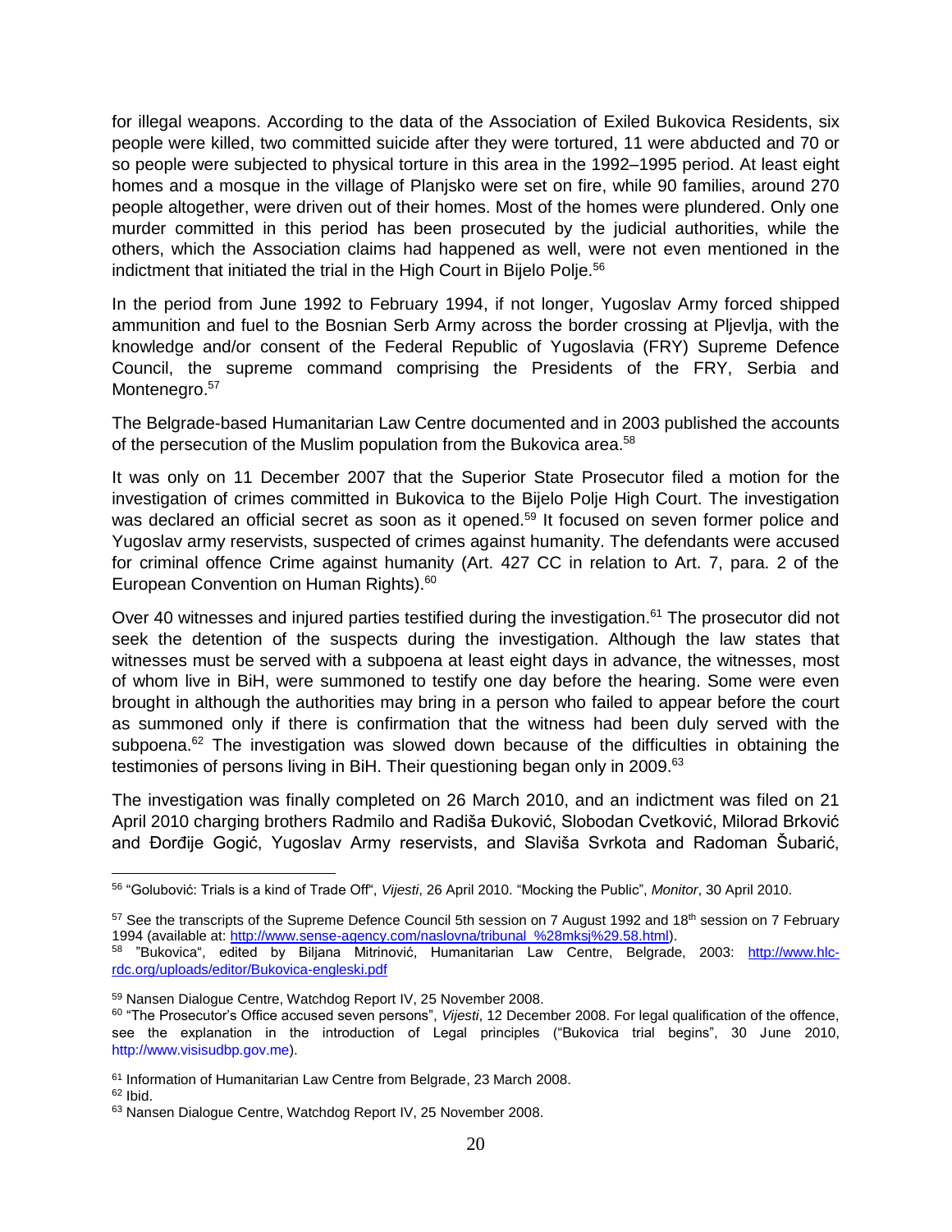for illegal weapons. According to the data of the Association of Exiled Bukovica Residents, six people were killed, two committed suicide after they were tortured, 11 were abducted and 70 or so people were subjected to physical torture in this area in the 1992–1995 period. At least eight homes and a mosque in the village of Planjsko were set on fire, while 90 families, around 270 people altogether, were driven out of their homes. Most of the homes were plundered. Only one murder committed in this period has been prosecuted by the judicial authorities, while the others, which the Association claims had happened as well, were not even mentioned in the indictment that initiated the trial in the High Court in Bijelo Polje.[56]

In the period from June 1992 to February 1994, if not longer, Yugoslav Army forced shipped ammunition and fuel to the Bosnian Serb Army across the border crossing at Pljevlja, with the knowledge and/or consent of the Federal Republic of Yugoslavia (FRY) Supreme Defence Council, the supreme command comprising the Presidents of the FRY, Serbia and Montenegro.[57]

The Belgrade-based Humanitarian Law Centre documented and in 2003 published the accounts of the persecution of the Muslim population from the Bukovica area.[58]

It was only on 11 December 2007 that the Superior State Prosecutor filed a motion for the investigation of crimes committed in Bukovica to the Bijelo Polje High Court. The investigation was declared an official secret as soon as it opened.[59] It focused on seven former police and Yugoslav army reservists, suspected of crimes against humanity. The defendants were accused for criminal offence Crime against humanity (Art. 427 CC in relation to Art. 7, para. 2 of the European Convention on Human Rights).[60]

Over 40 witnesses and injured parties testified during the investigation.[61] The prosecutor did not seek the detention of the suspects during the investigation. Although the law states that witnesses must be served with a subpoena at least eight days in advance, the witnesses, most of whom live in BiH, were summoned to testify one day before the hearing. Some were even brought in although the authorities may bring in a person who failed to appear before the court as summoned only if there is confirmation that the witness had been duly served with the subpoena.[62] The investigation was slowed down because of the difficulties in obtaining the testimonies of persons living in BiH. Their questioning began only in 2009.[63]

The investigation was finally completed on 26 March 2010, and an indictment was filed on 21 April 2010 charging brothers Radmilo and Radiša Đuković, Slobodan Cvetković, Milorad Brković and Đorđije Gogić, Yugoslav Army reservists, and Slaviša Svrkota and Radoman Šubarić,

---

[56] "Golubović: Trials is a kind of Trade Off", *Vijesti*, 26 April 2010. "Mocking the Public", *Monitor*, 30 April 2010.

[57] See the transcripts of the Supreme Defence Council 5th session on 7 August 1992 and 18th session on 7 February 1994 (available at: http://www.sense-agency.com/naslovna/tribunal_%28mksj%29.58.html).

[58] "Bukovica", edited by Biljana Mitrinović, Humanitarian Law Centre, Belgrade, 2003: http://www.hlc-rdc.org/uploads/editor/Bukovica-engleski.pdf

[59] Nansen Dialogue Centre, Watchdog Report IV, 25 November 2008.

[60] "The Prosecutor's Office accused seven persons", *Vijesti*, 12 December 2008. For legal qualification of the offence, see the explanation in the introduction of Legal principles ("Bukovica trial begins", 30 June 2010, http://www.visisudbp.gov.me).

[61] Information of Humanitarian Law Centre from Belgrade, 23 March 2008.

[62] Ibid.

[63] Nansen Dialogue Centre, Watchdog Report IV, 25 November 2008.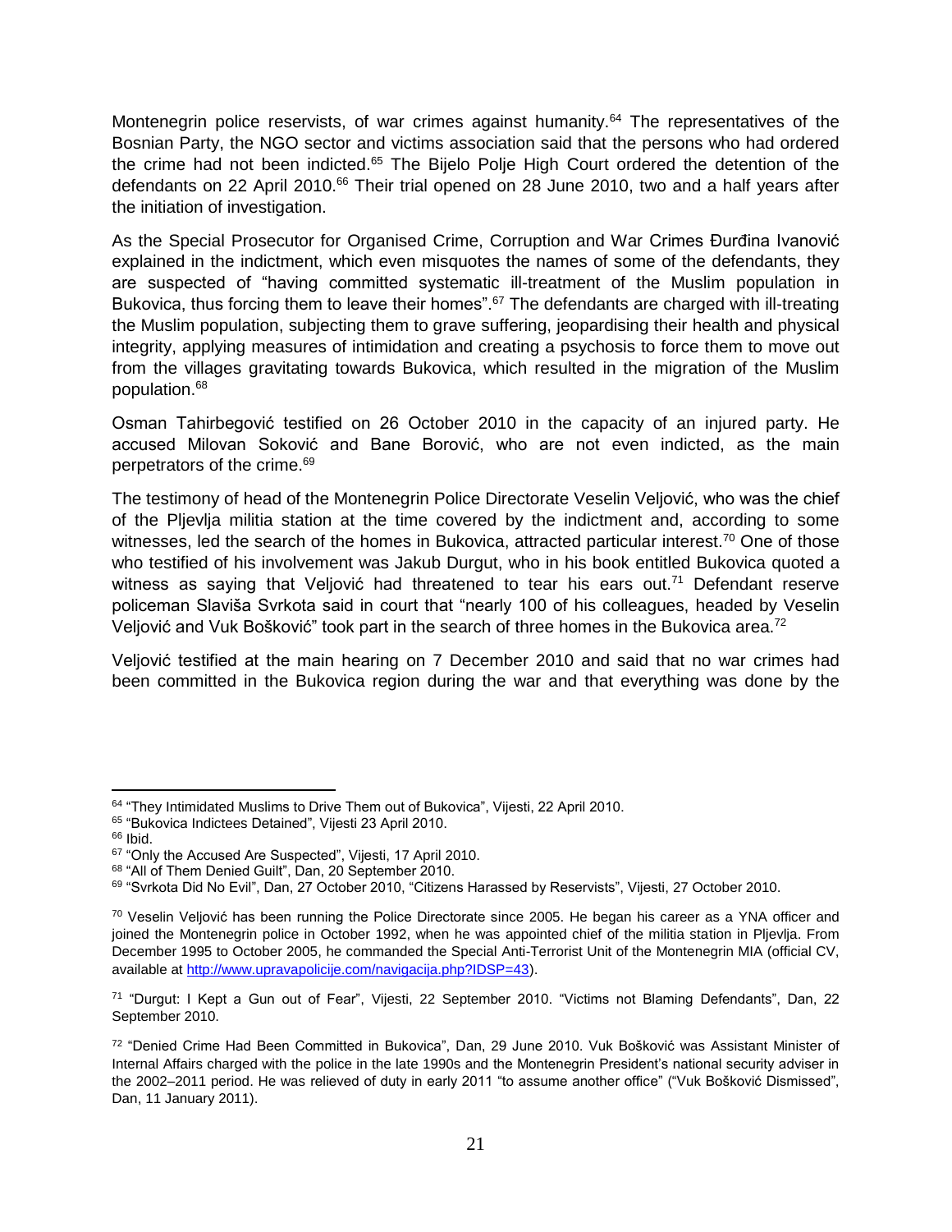Montenegrin police reservists, of war crimes against humanity.[64] The representatives of the Bosnian Party, the NGO sector and victims association said that the persons who had ordered the crime had not been indicted.[65] The Bijelo Polje High Court ordered the detention of the defendants on 22 April 2010.[66] Their trial opened on 28 June 2010, two and a half years after the initiation of investigation.

As the Special Prosecutor for Organised Crime, Corruption and War Crimes Đurđina Ivanović explained in the indictment, which even misquotes the names of some of the defendants, they are suspected of "having committed systematic ill-treatment of the Muslim population in Bukovica, thus forcing them to leave their homes".[67] The defendants are charged with ill-treating the Muslim population, subjecting them to grave suffering, jeopardising their health and physical integrity, applying measures of intimidation and creating a psychosis to force them to move out from the villages gravitating towards Bukovica, which resulted in the migration of the Muslim population.[68]

Osman Tahirbegović testified on 26 October 2010 in the capacity of an injured party. He accused Milovan Soković and Bane Borović, who are not even indicted, as the main perpetrators of the crime.[69]

The testimony of head of the Montenegrin Police Directorate Veselin Veljović, who was the chief of the Pljevlja militia station at the time covered by the indictment and, according to some witnesses, led the search of the homes in Bukovica, attracted particular interest.[70] One of those who testified of his involvement was Jakub Durgut, who in his book entitled Bukovica quoted a witness as saying that Veljović had threatened to tear his ears out.[71] Defendant reserve policeman Slaviša Svrkota said in court that "nearly 100 of his colleagues, headed by Veselin Veljović and Vuk Bošković" took part in the search of three homes in the Bukovica area.[72]

Veljović testified at the main hearing on 7 December 2010 and said that no war crimes had been committed in the Bukovica region during the war and that everything was done by the

---

[64] "They Intimidated Muslims to Drive Them out of Bukovica", Vijesti, 22 April 2010.

[65] "Bukovica Indictees Detained", Vijesti 23 April 2010.

[66] Ibid.

[67] "Only the Accused Are Suspected", Vijesti, 17 April 2010.

[68] "All of Them Denied Guilt", Dan, 20 September 2010.

[69] "Svrkota Did No Evil", Dan, 27 October 2010, "Citizens Harassed by Reservists", Vijesti, 27 October 2010.

[70] Veselin Veljović has been running the Police Directorate since 2005. He began his career as a YNA officer and joined the Montenegrin police in October 1992, when he was appointed chief of the militia station in Pljevlja. From December 1995 to October 2005, he commanded the Special Anti-Terrorist Unit of the Montenegrin MIA (official CV, available at http://www.upravapolicije.com/navigacija.php?IDSP=43).

[71] "Durgut: I Kept a Gun out of Fear", Vijesti, 22 September 2010. "Victims not Blaming Defendants", Dan, 22 September 2010.

[72] "Denied Crime Had Been Committed in Bukovica", Dan, 29 June 2010. Vuk Bošković was Assistant Minister of Internal Affairs charged with the police in the late 1990s and the Montenegrin President's national security adviser in the 2002–2011 period. He was relieved of duty in early 2011 "to assume another office" ("Vuk Bošković Dismissed", Dan, 11 January 2011).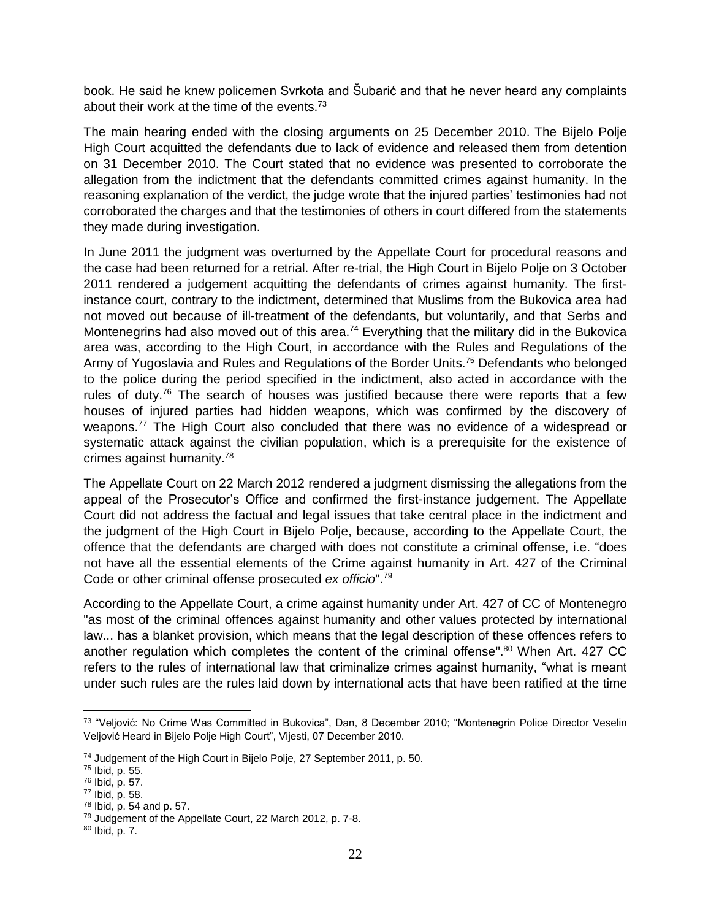book. He said he knew policemen Svrkota and Šubarić and that he never heard any complaints about their work at the time of the events.[73]

The main hearing ended with the closing arguments on 25 December 2010. The Bijelo Polje High Court acquitted the defendants due to lack of evidence and released them from detention on 31 December 2010. The Court stated that no evidence was presented to corroborate the allegation from the indictment that the defendants committed crimes against humanity. In the reasoning explanation of the verdict, the judge wrote that the injured parties' testimonies had not corroborated the charges and that the testimonies of others in court differed from the statements they made during investigation.

In June 2011 the judgment was overturned by the Appellate Court for procedural reasons and the case had been returned for a retrial. After re-trial, the High Court in Bijelo Polje on 3 October 2011 rendered a judgement acquitting the defendants of crimes against humanity. The first-instance court, contrary to the indictment, determined that Muslims from the Bukovica area had not moved out because of ill-treatment of the defendants, but voluntarily, and that Serbs and Montenegrins had also moved out of this area.[74] Everything that the military did in the Bukovica area was, according to the High Court, in accordance with the Rules and Regulations of the Army of Yugoslavia and Rules and Regulations of the Border Units.[75] Defendants who belonged to the police during the period specified in the indictment, also acted in accordance with the rules of duty.[76] The search of houses was justified because there were reports that a few houses of injured parties had hidden weapons, which was confirmed by the discovery of weapons.[77] The High Court also concluded that there was no evidence of a widespread or systematic attack against the civilian population, which is a prerequisite for the existence of crimes against humanity.[78]

The Appellate Court on 22 March 2012 rendered a judgment dismissing the allegations from the appeal of the Prosecutor's Office and confirmed the first-instance judgement. The Appellate Court did not address the factual and legal issues that take central place in the indictment and the judgment of the High Court in Bijelo Polje, because, according to the Appellate Court, the offence that the defendants are charged with does not constitute a criminal offense, i.e. "does not have all the essential elements of the Crime against humanity in Art. 427 of the Criminal Code or other criminal offense prosecuted *ex officio*".[79]

According to the Appellate Court, a crime against humanity under Art. 427 of CC of Montenegro "as most of the criminal offences against humanity and other values protected by international law... has a blanket provision, which means that the legal description of these offences refers to another regulation which completes the content of the criminal offense".[80] When Art. 427 CC refers to the rules of international law that criminalize crimes against humanity, "what is meant under such rules are the rules laid down by international acts that have been ratified at the time

---

[73] "Veljović: No Crime Was Committed in Bukovica", Dan, 8 December 2010; "Montenegrin Police Director Veselin Veljović Heard in Bijelo Polje High Court", Vijesti, 07 December 2010.

[74] Judgement of the High Court in Bijelo Polje, 27 September 2011, p. 50.

[75] Ibid, p. 55.

[76] Ibid, p. 57.

[77] Ibid, p. 58.

[78] Ibid, p. 54 and p. 57.

[79] Judgement of the Appellate Court, 22 March 2012, p. 7-8.

[80] Ibid, p. 7.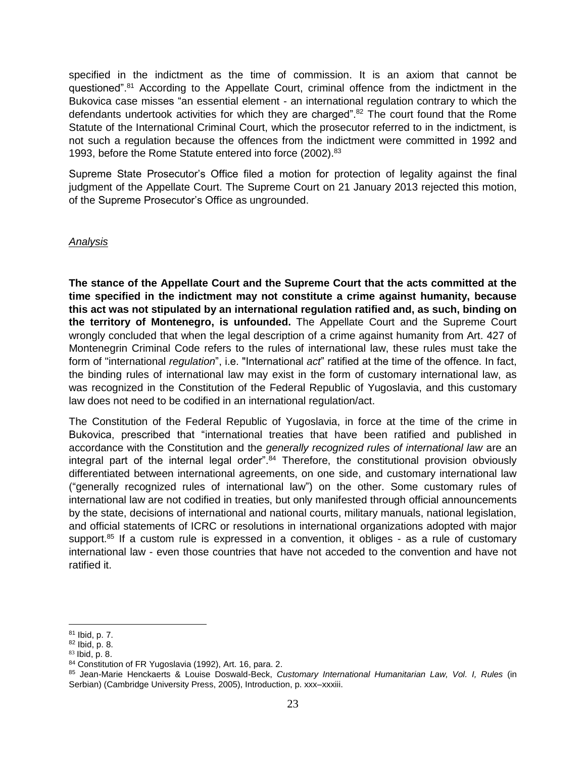specified in the indictment as the time of commission. It is an axiom that cannot be questioned".[81] According to the Appellate Court, criminal offence from the indictment in the Bukovica case misses "an essential element - an international regulation contrary to which the defendants undertook activities for which they are charged".[82] The court found that the Rome Statute of the International Criminal Court, which the prosecutor referred to in the indictment, is not such a regulation because the offences from the indictment were committed in 1992 and 1993, before the Rome Statute entered into force (2002).[83]

Supreme State Prosecutor's Office filed a motion for protection of legality against the final judgment of the Appellate Court. The Supreme Court on 21 January 2013 rejected this motion, of the Supreme Prosecutor's Office as ungrounded.

*Analysis*

**The stance of the Appellate Court and the Supreme Court that the acts committed at the time specified in the indictment may not constitute a crime against humanity, because this act was not stipulated by an international regulation ratified and, as such, binding on the territory of Montenegro, is unfounded.** The Appellate Court and the Supreme Court wrongly concluded that when the legal description of a crime against humanity from Art. 427 of Montenegrin Criminal Code refers to the rules of international law, these rules must take the form of "international *regulation*", i.e. "International *act*" ratified at the time of the offence. In fact, the binding rules of international law may exist in the form of customary international law, as was recognized in the Constitution of the Federal Republic of Yugoslavia, and this customary law does not need to be codified in an international regulation/act.

The Constitution of the Federal Republic of Yugoslavia, in force at the time of the crime in Bukovica, prescribed that "international treaties that have been ratified and published in accordance with the Constitution and the *generally recognized rules of international law* are an integral part of the internal legal order".[84] Therefore, the constitutional provision obviously differentiated between international agreements, on one side, and customary international law ("generally recognized rules of international law") on the other. Some customary rules of international law are not codified in treaties, but only manifested through official announcements by the state, decisions of international and national courts, military manuals, national legislation, and official statements of ICRC or resolutions in international organizations adopted with major support.[85] If a custom rule is expressed in a convention, it obliges - as a rule of customary international law - even those countries that have not acceded to the convention and have not ratified it.

---

[81] Ibid, p. 7.

[82] Ibid, p. 8.

[83] Ibid, p. 8.

[84] Constitution of FR Yugoslavia (1992), Art. 16, para. 2.

[85] Jean-Marie Henckaerts & Louise Doswald-Beck, *Customary International Humanitarian Law, Vol. I, Rules* (in Serbian) (Cambridge University Press, 2005), Introduction, p. xxx–xxxiii.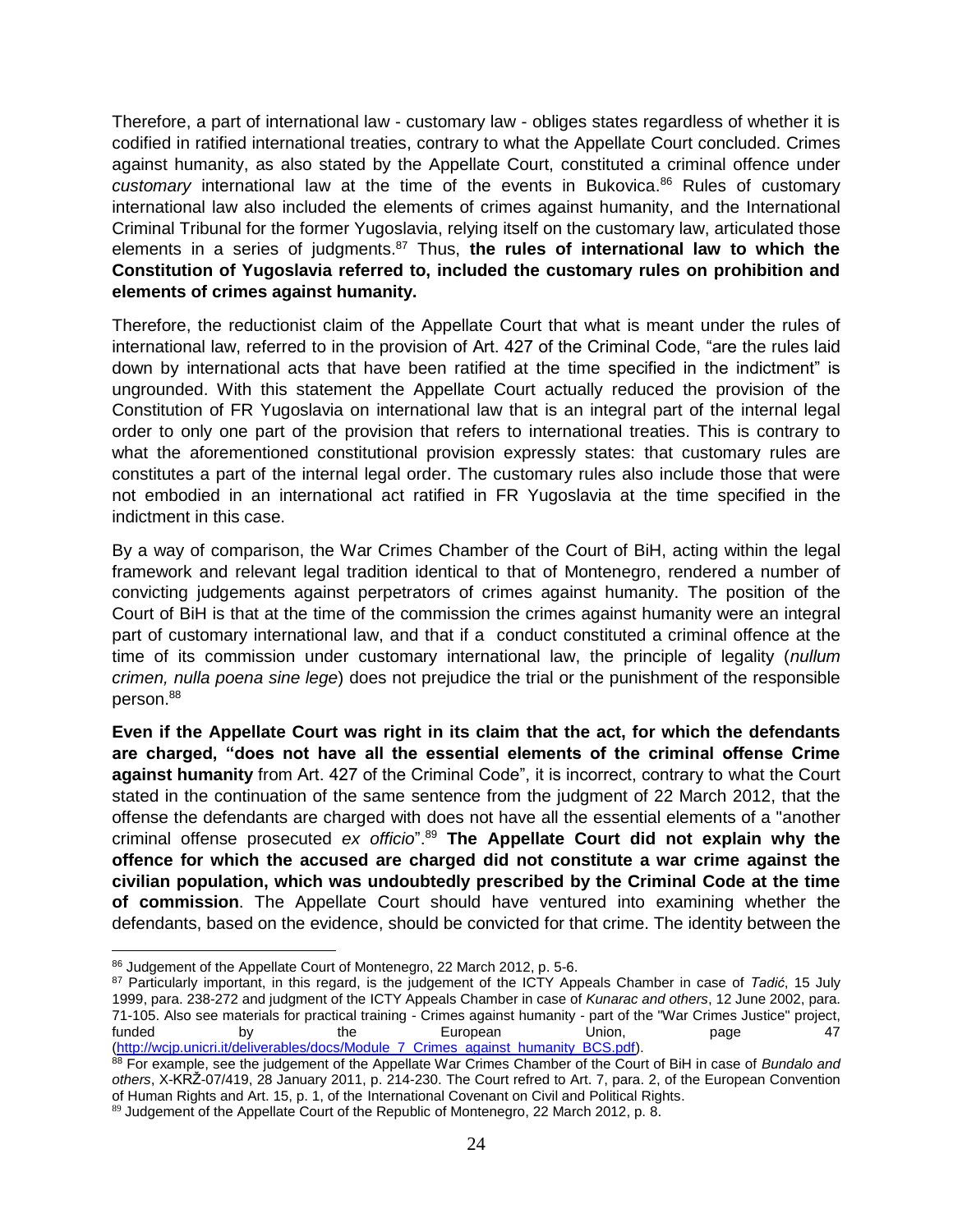Therefore, a part of international law - customary law - obliges states regardless of whether it is codified in ratified international treaties, contrary to what the Appellate Court concluded. Crimes against humanity, as also stated by the Appellate Court, constituted a criminal offence under *customary* international law at the time of the events in Bukovica.[86] Rules of customary international law also included the elements of crimes against humanity, and the International Criminal Tribunal for the former Yugoslavia, relying itself on the customary law, articulated those elements in a series of judgments.[87] Thus, **the rules of international law to which the Constitution of Yugoslavia referred to, included the customary rules on prohibition and elements of crimes against humanity.**

Therefore, the reductionist claim of the Appellate Court that what is meant under the rules of international law, referred to in the provision of Art. 427 of the Criminal Code, "are the rules laid down by international acts that have been ratified at the time specified in the indictment" is ungrounded. With this statement the Appellate Court actually reduced the provision of the Constitution of FR Yugoslavia on international law that is an integral part of the internal legal order to only one part of the provision that refers to international treaties. This is contrary to what the aforementioned constitutional provision expressly states: that customary rules are constitutes a part of the internal legal order. The customary rules also include those that were not embodied in an international act ratified in FR Yugoslavia at the time specified in the indictment in this case.

By a way of comparison, the War Crimes Chamber of the Court of BiH, acting within the legal framework and relevant legal tradition identical to that of Montenegro, rendered a number of convicting judgements against perpetrators of crimes against humanity. The position of the Court of BiH is that at the time of the commission the crimes against humanity were an integral part of customary international law, and that if a conduct constituted a criminal offence at the time of its commission under customary international law, the principle of legality (*nullum crimen, nulla poena sine lege*) does not prejudice the trial or the punishment of the responsible person.[88]

**Even if the Appellate Court was right in its claim that the act, for which the defendants are charged, "does not have all the essential elements of the criminal offense Crime against humanity** from Art. 427 of the Criminal Code", it is incorrect, contrary to what the Court stated in the continuation of the same sentence from the judgment of 22 March 2012, that the offense the defendants are charged with does not have all the essential elements of a "another criminal offense prosecuted *ex officio*".[89] **The Appellate Court did not explain why the offence for which the accused are charged did not constitute a war crime against the civilian population, which was undoubtedly prescribed by the Criminal Code at the time of commission**. The Appellate Court should have ventured into examining whether the defendants, based on the evidence, should be convicted for that crime. The identity between the

---

[86] Judgement of the Appellate Court of Montenegro, 22 March 2012, p. 5-6.

[87] Particularly important, in this regard, is the judgement of the ICTY Appeals Chamber in case of *Tadić*, 15 July 1999, para. 238-272 and judgment of the ICTY Appeals Chamber in case of *Kunarac and others*, 12 June 2002, para. 71-105. Also see materials for practical training - Crimes against humanity - part of the "War Crimes Justice" project, funded by the European Union, page 47 (http://wcjp.unicri.it/deliverables/docs/Module_7_Crimes_against_humanity_BCS.pdf).

[88] For example, see the judgement of the Appellate War Crimes Chamber of the Court of BiH in case of *Bundalo and others*, X-KRŽ-07/419, 28 January 2011, p. 214-230. The Court refred to Art. 7, para. 2, of the European Convention of Human Rights and Art. 15, p. 1, of the International Covenant on Civil and Political Rights.

[89] Judgement of the Appellate Court of the Republic of Montenegro, 22 March 2012, p. 8.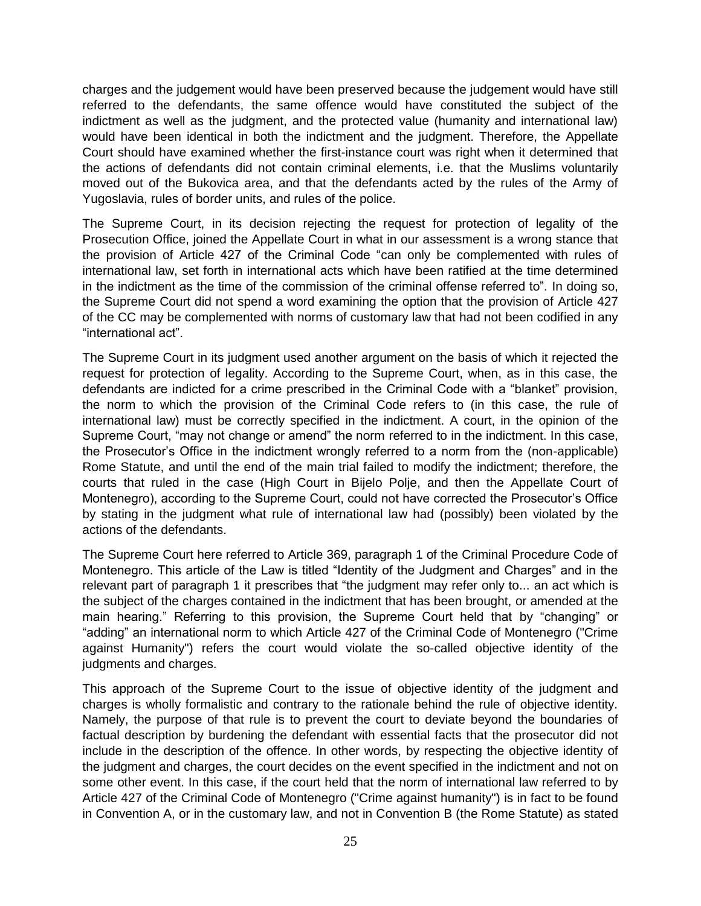charges and the judgement would have been preserved because the judgement would have still referred to the defendants, the same offence would have constituted the subject of the indictment as well as the judgment, and the protected value (humanity and international law) would have been identical in both the indictment and the judgment. Therefore, the Appellate Court should have examined whether the first-instance court was right when it determined that the actions of defendants did not contain criminal elements, i.e. that the Muslims voluntarily moved out of the Bukovica area, and that the defendants acted by the rules of the Army of Yugoslavia, rules of border units, and rules of the police.

The Supreme Court, in its decision rejecting the request for protection of legality of the Prosecution Office, joined the Appellate Court in what in our assessment is a wrong stance that the provision of Article 427 of the Criminal Code "can only be complemented with rules of international law, set forth in international acts which have been ratified at the time determined in the indictment as the time of the commission of the criminal offense referred to". In doing so, the Supreme Court did not spend a word examining the option that the provision of Article 427 of the CC may be complemented with norms of customary law that had not been codified in any "international act".

The Supreme Court in its judgment used another argument on the basis of which it rejected the request for protection of legality. According to the Supreme Court, when, as in this case, the defendants are indicted for a crime prescribed in the Criminal Code with a "blanket" provision, the norm to which the provision of the Criminal Code refers to (in this case, the rule of international law) must be correctly specified in the indictment. A court, in the opinion of the Supreme Court, "may not change or amend" the norm referred to in the indictment. In this case, the Prosecutor's Office in the indictment wrongly referred to a norm from the (non-applicable) Rome Statute, and until the end of the main trial failed to modify the indictment; therefore, the courts that ruled in the case (High Court in Bijelo Polje, and then the Appellate Court of Montenegro), according to the Supreme Court, could not have corrected the Prosecutor's Office by stating in the judgment what rule of international law had (possibly) been violated by the actions of the defendants.

The Supreme Court here referred to Article 369, paragraph 1 of the Criminal Procedure Code of Montenegro. This article of the Law is titled "Identity of the Judgment and Charges" and in the relevant part of paragraph 1 it prescribes that "the judgment may refer only to... an act which is the subject of the charges contained in the indictment that has been brought, or amended at the main hearing." Referring to this provision, the Supreme Court held that by "changing" or "adding" an international norm to which Article 427 of the Criminal Code of Montenegro ("Crime against Humanity") refers the court would violate the so-called objective identity of the judgments and charges.

This approach of the Supreme Court to the issue of objective identity of the judgment and charges is wholly formalistic and contrary to the rationale behind the rule of objective identity. Namely, the purpose of that rule is to prevent the court to deviate beyond the boundaries of factual description by burdening the defendant with essential facts that the prosecutor did not include in the description of the offence. In other words, by respecting the objective identity of the judgment and charges, the court decides on the event specified in the indictment and not on some other event. In this case, if the court held that the norm of international law referred to by Article 427 of the Criminal Code of Montenegro ("Crime against humanity") is in fact to be found in Convention A, or in the customary law, and not in Convention B (the Rome Statute) as stated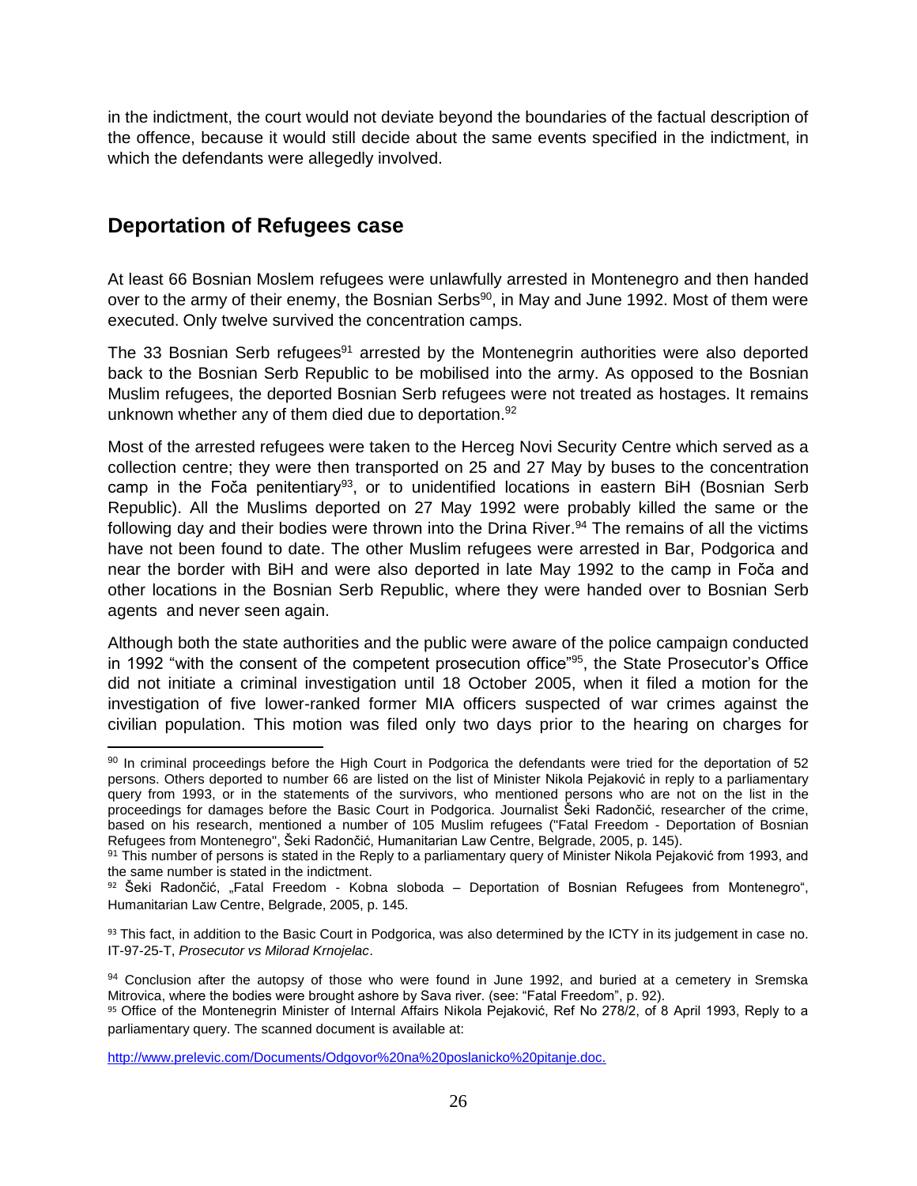in the indictment, the court would not deviate beyond the boundaries of the factual description of the offence, because it would still decide about the same events specified in the indictment, in which the defendants were allegedly involved.

## Deportation of Refugees case

At least 66 Bosnian Moslem refugees were unlawfully arrested in Montenegro and then handed over to the army of their enemy, the Bosnian Serbs[90], in May and June 1992. Most of them were executed. Only twelve survived the concentration camps.

The 33 Bosnian Serb refugees[91] arrested by the Montenegrin authorities were also deported back to the Bosnian Serb Republic to be mobilised into the army. As opposed to the Bosnian Muslim refugees, the deported Bosnian Serb refugees were not treated as hostages. It remains unknown whether any of them died due to deportation.[92]

Most of the arrested refugees were taken to the Herceg Novi Security Centre which served as a collection centre; they were then transported on 25 and 27 May by buses to the concentration camp in the Foča penitentiary[93], or to unidentified locations in eastern BiH (Bosnian Serb Republic). All the Muslims deported on 27 May 1992 were probably killed the same or the following day and their bodies were thrown into the Drina River.[94] The remains of all the victims have not been found to date. The other Muslim refugees were arrested in Bar, Podgorica and near the border with BiH and were also deported in late May 1992 to the camp in Foča and other locations in the Bosnian Serb Republic, where they were handed over to Bosnian Serb agents and never seen again.

Although both the state authorities and the public were aware of the police campaign conducted in 1992 "with the consent of the competent prosecution office"[95], the State Prosecutor's Office did not initiate a criminal investigation until 18 October 2005, when it filed a motion for the investigation of five lower-ranked former MIA officers suspected of war crimes against the civilian population. This motion was filed only two days prior to the hearing on charges for

---

[90] In criminal proceedings before the High Court in Podgorica the defendants were tried for the deportation of 52 persons. Others deported to number 66 are listed on the list of Minister Nikola Pejaković in reply to a parliamentary query from 1993, or in the statements of the survivors, who mentioned persons who are not on the list in the proceedings for damages before the Basic Court in Podgorica. Journalist Šeki Radončić, researcher of the crime, based on his research, mentioned a number of 105 Muslim refugees ("Fatal Freedom - Deportation of Bosnian Refugees from Montenegro", Šeki Radončić, Humanitarian Law Centre, Belgrade, 2005, p. 145).

[91] This number of persons is stated in the Reply to a parliamentary query of Minister Nikola Pejaković from 1993, and the same number is stated in the indictment.

[92] Šeki Radončić, „Fatal Freedom - Kobna sloboda – Deportation of Bosnian Refugees from Montenegro", Humanitarian Law Centre, Belgrade, 2005, p. 145.

[93] This fact, in addition to the Basic Court in Podgorica, was also determined by the ICTY in its judgement in case no. IT-97-25-T, *Prosecutor vs Milorad Krnojelac*.

[94] Conclusion after the autopsy of those who were found in June 1992, and buried at a cemetery in Sremska Mitrovica, where the bodies were brought ashore by Sava river. (see: "Fatal Freedom", p. 92).

[95] Office of the Montenegrin Minister of Internal Affairs Nikola Pejaković, Ref No 278/2, of 8 April 1993, Reply to a parliamentary query. The scanned document is available at:

http://www.prelevic.com/Documents/Odgovor%20na%20poslanicko%20pitanje.doc.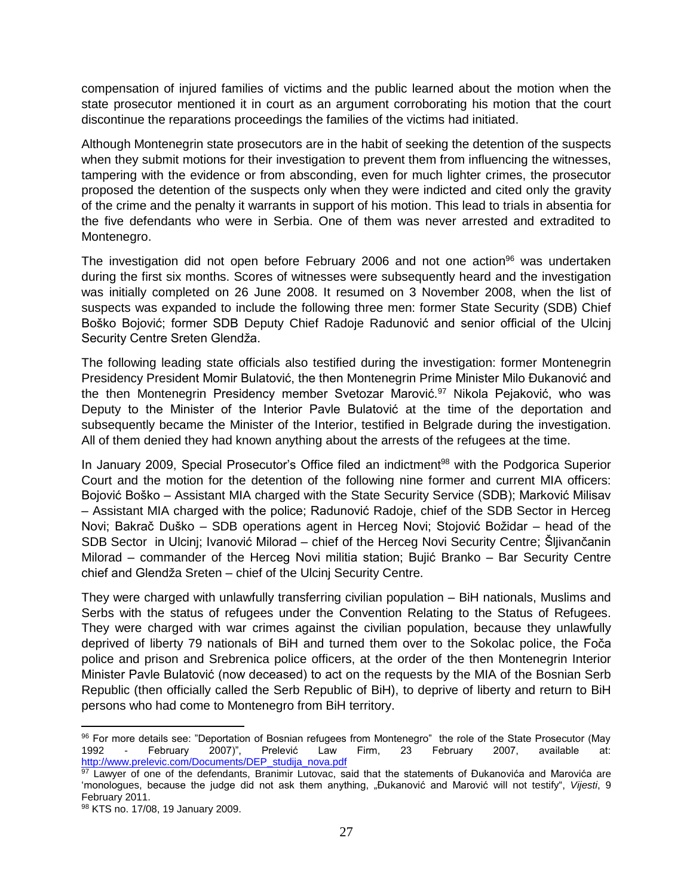compensation of injured families of victims and the public learned about the motion when the state prosecutor mentioned it in court as an argument corroborating his motion that the court discontinue the reparations proceedings the families of the victims had initiated.

Although Montenegrin state prosecutors are in the habit of seeking the detention of the suspects when they submit motions for their investigation to prevent them from influencing the witnesses, tampering with the evidence or from absconding, even for much lighter crimes, the prosecutor proposed the detention of the suspects only when they were indicted and cited only the gravity of the crime and the penalty it warrants in support of his motion. This lead to trials in absentia for the five defendants who were in Serbia. One of them was never arrested and extradited to Montenegro.

The investigation did not open before February 2006 and not one action[96] was undertaken during the first six months. Scores of witnesses were subsequently heard and the investigation was initially completed on 26 June 2008. It resumed on 3 November 2008, when the list of suspects was expanded to include the following three men: former State Security (SDB) Chief Boško Bojović; former SDB Deputy Chief Radoje Radunović and senior official of the Ulcinj Security Centre Sreten Glendža.

The following leading state officials also testified during the investigation: former Montenegrin Presidency President Momir Bulatović, the then Montenegrin Prime Minister Milo Đukanović and the then Montenegrin Presidency member Svetozar Marović.[97] Nikola Pejaković, who was Deputy to the Minister of the Interior Pavle Bulatović at the time of the deportation and subsequently became the Minister of the Interior, testified in Belgrade during the investigation. All of them denied they had known anything about the arrests of the refugees at the time.

In January 2009, Special Prosecutor's Office filed an indictment[98] with the Podgorica Superior Court and the motion for the detention of the following nine former and current MIA officers: Bojović Boško – Assistant MIA charged with the State Security Service (SDB); Marković Milisav – Assistant MIA charged with the police; Radunović Radoje, chief of the SDB Sector in Herceg Novi; Bakrač Duško – SDB operations agent in Herceg Novi; Stojović Božidar – head of the SDB Sector in Ulcinj; Ivanović Milorad – chief of the Herceg Novi Security Centre; Šljivančanin Milorad – commander of the Herceg Novi militia station; Bujić Branko – Bar Security Centre chief and Glendža Sreten – chief of the Ulcinj Security Centre.

They were charged with unlawfully transferring civilian population – BiH nationals, Muslims and Serbs with the status of refugees under the Convention Relating to the Status of Refugees. They were charged with war crimes against the civilian population, because they unlawfully deprived of liberty 79 nationals of BiH and turned them over to the Sokolac police, the Foča police and prison and Srebrenica police officers, at the order of the then Montenegrin Interior Minister Pavle Bulatović (now deceased) to act on the requests by the MIA of the Bosnian Serb Republic (then officially called the Serb Republic of BiH), to deprive of liberty and return to BiH persons who had come to Montenegro from BiH territory.

---

[96] For more details see: "Deportation of Bosnian refugees from Montenegro" the role of the State Prosecutor (May 1992 - February 2007)", Prelević Law Firm, 23 February 2007, available at: http://www.prelevic.com/Documents/DEP_studija_nova.pdf

[97] Lawyer of one of the defendants, Branimir Lutovac, said that the statements of Đukanovića and Marovića are 'monologues, because the judge did not ask them anything, „Đukanović and Marović will not testify", *Vijesti*, 9 February 2011.

[98] KTS no. 17/08, 19 January 2009.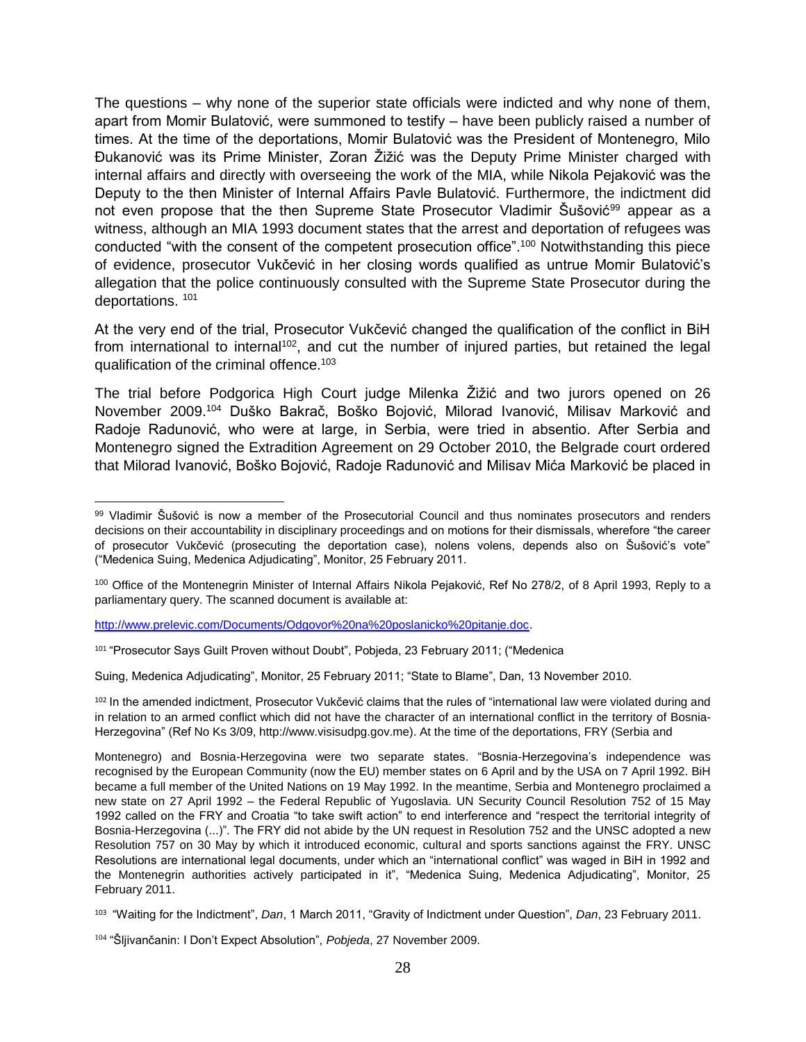The questions – why none of the superior state officials were indicted and why none of them, apart from Momir Bulatović, were summoned to testify – have been publicly raised a number of times. At the time of the deportations, Momir Bulatović was the President of Montenegro, Milo Đukanović was its Prime Minister, Zoran Žižić was the Deputy Prime Minister charged with internal affairs and directly with overseeing the work of the MIA, while Nikola Pejaković was the Deputy to the then Minister of Internal Affairs Pavle Bulatović. Furthermore, the indictment did not even propose that the then Supreme State Prosecutor Vladimir Šušović[99] appear as a witness, although an MIA 1993 document states that the arrest and deportation of refugees was conducted "with the consent of the competent prosecution office".[100] Notwithstanding this piece of evidence, prosecutor Vukčević in her closing words qualified as untrue Momir Bulatović's allegation that the police continuously consulted with the Supreme State Prosecutor during the deportations. [101]

At the very end of the trial, Prosecutor Vukčević changed the qualification of the conflict in BiH from international to internal[102], and cut the number of injured parties, but retained the legal qualification of the criminal offence.[103]

The trial before Podgorica High Court judge Milenka Žižić and two jurors opened on 26 November 2009.[104] Duško Bakrač, Boško Bojović, Milorad Ivanović, Milisav Marković and Radoje Radunović, who were at large, in Serbia, were tried in absentio. After Serbia and Montenegro signed the Extradition Agreement on 29 October 2010, the Belgrade court ordered that Milorad Ivanović, Boško Bojović, Radoje Radunović and Milisav Mića Marković be placed in

---

[99] Vladimir Šušović is now a member of the Prosecutorial Council and thus nominates prosecutors and renders decisions on their accountability in disciplinary proceedings and on motions for their dismissals, wherefore "the career of prosecutor Vukčević (prosecuting the deportation case), nolens volens, depends also on Šušović's vote" ("Medenica Suing, Medenica Adjudicating", Monitor, 25 February 2011.

[100] Office of the Montenegrin Minister of Internal Affairs Nikola Pejaković, Ref No 278/2, of 8 April 1993, Reply to a parliamentary query. The scanned document is available at:

http://www.prelevic.com/Documents/Odgovor%20na%20poslanicko%20pitanje.doc.

[101] "Prosecutor Says Guilt Proven without Doubt", Pobjeda, 23 February 2011; ("Medenica

Suing, Medenica Adjudicating", Monitor, 25 February 2011; "State to Blame", Dan, 13 November 2010.

[102] In the amended indictment, Prosecutor Vukčević claims that the rules of "international law were violated during and in relation to an armed conflict which did not have the character of an international conflict in the territory of Bosnia-Herzegovina" (Ref No Ks 3/09, http://www.visisudpg.gov.me). At the time of the deportations, FRY (Serbia and

Montenegro) and Bosnia-Herzegovina were two separate states. "Bosnia-Herzegovina's independence was recognised by the European Community (now the EU) member states on 6 April and by the USA on 7 April 1992. BiH became a full member of the United Nations on 19 May 1992. In the meantime, Serbia and Montenegro proclaimed a new state on 27 April 1992 – the Federal Republic of Yugoslavia. UN Security Council Resolution 752 of 15 May 1992 called on the FRY and Croatia "to take swift action" to end interference and "respect the territorial integrity of Bosnia-Herzegovina (...)". The FRY did not abide by the UN request in Resolution 752 and the UNSC adopted a new Resolution 757 on 30 May by which it introduced economic, cultural and sports sanctions against the FRY. UNSC Resolutions are international legal documents, under which an "international conflict" was waged in BiH in 1992 and the Montenegrin authorities actively participated in it", "Medenica Suing, Medenica Adjudicating", Monitor, 25 February 2011.

[103] "Waiting for the Indictment", *Dan*, 1 March 2011, "Gravity of Indictment under Question", *Dan*, 23 February 2011.

[104] "Šljivančanin: I Don't Expect Absolution", *Pobjeda*, 27 November 2009.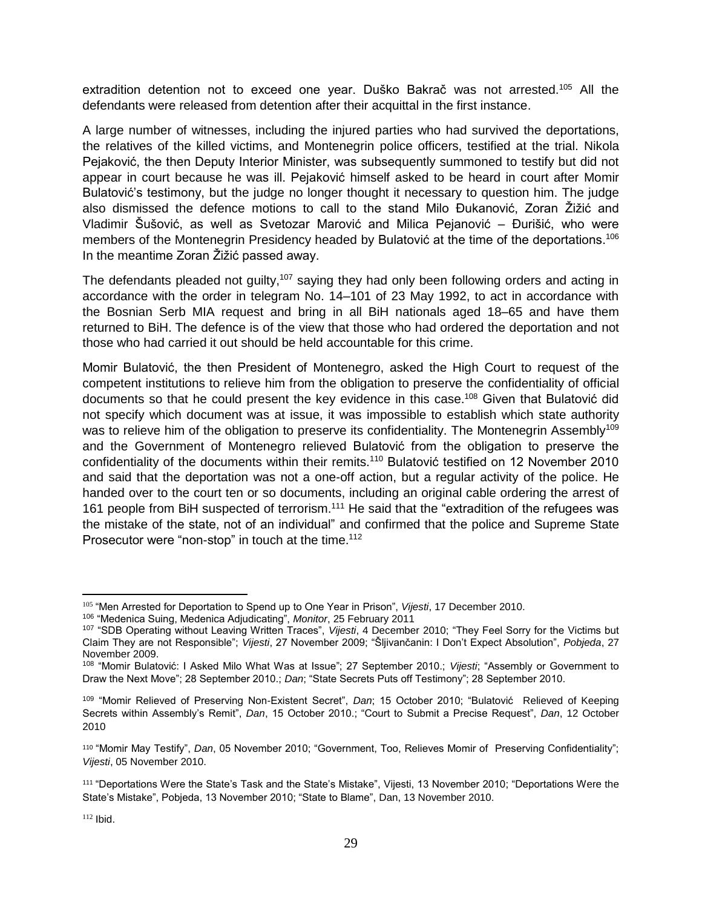extradition detention not to exceed one year. Duško Bakrač was not arrested.[105] All the defendants were released from detention after their acquittal in the first instance.

A large number of witnesses, including the injured parties who had survived the deportations, the relatives of the killed victims, and Montenegrin police officers, testified at the trial. Nikola Pejaković, the then Deputy Interior Minister, was subsequently summoned to testify but did not appear in court because he was ill. Pejaković himself asked to be heard in court after Momir Bulatović's testimony, but the judge no longer thought it necessary to question him. The judge also dismissed the defence motions to call to the stand Milo Đukanović, Zoran Žižić and Vladimir Šušović, as well as Svetozar Marović and Milica Pejanović – Đurišić, who were members of the Montenegrin Presidency headed by Bulatović at the time of the deportations.[106] In the meantime Zoran Žižić passed away.

The defendants pleaded not guilty,[107] saying they had only been following orders and acting in accordance with the order in telegram No. 14–101 of 23 May 1992, to act in accordance with the Bosnian Serb MIA request and bring in all BiH nationals aged 18–65 and have them returned to BiH. The defence is of the view that those who had ordered the deportation and not those who had carried it out should be held accountable for this crime.

Momir Bulatović, the then President of Montenegro, asked the High Court to request of the competent institutions to relieve him from the obligation to preserve the confidentiality of official documents so that he could present the key evidence in this case.[108] Given that Bulatović did not specify which document was at issue, it was impossible to establish which state authority was to relieve him of the obligation to preserve its confidentiality. The Montenegrin Assembly[109] and the Government of Montenegro relieved Bulatović from the obligation to preserve the confidentiality of the documents within their remits.[110] Bulatović testified on 12 November 2010 and said that the deportation was not a one-off action, but a regular activity of the police. He handed over to the court ten or so documents, including an original cable ordering the arrest of 161 people from BiH suspected of terrorism.[111] He said that the "extradition of the refugees was the mistake of the state, not of an individual" and confirmed that the police and Supreme State Prosecutor were "non-stop" in touch at the time.[112]

---

[105] "Men Arrested for Deportation to Spend up to One Year in Prison", *Vijesti*, 17 December 2010.

[106] "Medenica Suing, Medenica Adjudicating", *Monitor*, 25 February 2011

[107] "SDB Operating without Leaving Written Traces", *Vijesti*, 4 December 2010; "They Feel Sorry for the Victims but Claim They are not Responsible"; *Vijesti*, 27 November 2009; "Šljivančanin: I Don't Expect Absolution", *Pobjeda*, 27 November 2009.

[108] "Momir Bulatović: I Asked Milo What Was at Issue"; 27 September 2010.; *Vijesti*; "Assembly or Government to Draw the Next Move"; 28 September 2010.; *Dan*; "State Secrets Puts off Testimony"; 28 September 2010.

[109] "Momir Relieved of Preserving Non-Existent Secret", *Dan*; 15 October 2010; "Bulatović Relieved of Keeping Secrets within Assembly's Remit", *Dan*, 15 October 2010.; "Court to Submit a Precise Request", *Dan*, 12 October 2010

[110] "Momir May Testify", *Dan*, 05 November 2010; "Government, Too, Relieves Momir of Preserving Confidentiality"; *Vijesti*, 05 November 2010.

[111] "Deportations Were the State's Task and the State's Mistake", Vijesti, 13 November 2010; "Deportations Were the State's Mistake", Pobjeda, 13 November 2010; "State to Blame", Dan, 13 November 2010.

[112] Ibid.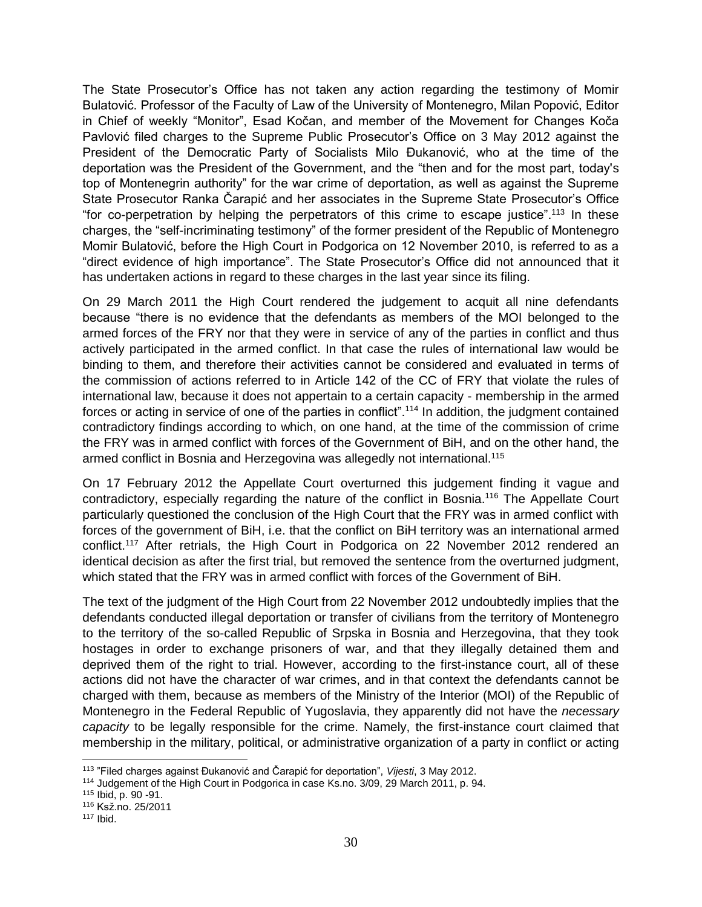The State Prosecutor's Office has not taken any action regarding the testimony of Momir Bulatović. Professor of the Faculty of Law of the University of Montenegro, Milan Popović, Editor in Chief of weekly "Monitor", Esad Kočan, and member of the Movement for Changes Koča Pavlović filed charges to the Supreme Public Prosecutor's Office on 3 May 2012 against the President of the Democratic Party of Socialists Milo Đukanović, who at the time of the deportation was the President of the Government, and the "then and for the most part, today's top of Montenegrin authority" for the war crime of deportation, as well as against the Supreme State Prosecutor Ranka Čarapić and her associates in the Supreme State Prosecutor's Office "for co-perpetration by helping the perpetrators of this crime to escape justice".[113] In these charges, the "self-incriminating testimony" of the former president of the Republic of Montenegro Momir Bulatović, before the High Court in Podgorica on 12 November 2010, is referred to as a "direct evidence of high importance". The State Prosecutor's Office did not announced that it has undertaken actions in regard to these charges in the last year since its filing.

On 29 March 2011 the High Court rendered the judgement to acquit all nine defendants because "there is no evidence that the defendants as members of the MOI belonged to the armed forces of the FRY nor that they were in service of any of the parties in conflict and thus actively participated in the armed conflict. In that case the rules of international law would be binding to them, and therefore their activities cannot be considered and evaluated in terms of the commission of actions referred to in Article 142 of the CC of FRY that violate the rules of international law, because it does not appertain to a certain capacity - membership in the armed forces or acting in service of one of the parties in conflict".[114] In addition, the judgment contained contradictory findings according to which, on one hand, at the time of the commission of crime the FRY was in armed conflict with forces of the Government of BiH, and on the other hand, the armed conflict in Bosnia and Herzegovina was allegedly not international.[115]

On 17 February 2012 the Appellate Court overturned this judgement finding it vague and contradictory, especially regarding the nature of the conflict in Bosnia.[116] The Appellate Court particularly questioned the conclusion of the High Court that the FRY was in armed conflict with forces of the government of BiH, i.e. that the conflict on BiH territory was an international armed conflict.[117] After retrials, the High Court in Podgorica on 22 November 2012 rendered an identical decision as after the first trial, but removed the sentence from the overturned judgment, which stated that the FRY was in armed conflict with forces of the Government of BiH.

The text of the judgment of the High Court from 22 November 2012 undoubtedly implies that the defendants conducted illegal deportation or transfer of civilians from the territory of Montenegro to the territory of the so-called Republic of Srpska in Bosnia and Herzegovina, that they took hostages in order to exchange prisoners of war, and that they illegally detained them and deprived them of the right to trial. However, according to the first-instance court, all of these actions did not have the character of war crimes, and in that context the defendants cannot be charged with them, because as members of the Ministry of the Interior (MOI) of the Republic of Montenegro in the Federal Republic of Yugoslavia, they apparently did not have the *necessary capacity* to be legally responsible for the crime. Namely, the first-instance court claimed that membership in the military, political, or administrative organization of a party in conflict or acting

---

[113] "Filed charges against Đukanović and Čarapić for deportation", *Vijesti*, 3 May 2012.

[114] Judgement of the High Court in Podgorica in case Ks.no. 3/09, 29 March 2011, p. 94.

[115] Ibid, p. 90 -91.

[116] Ksž.no. 25/2011

[117] Ibid.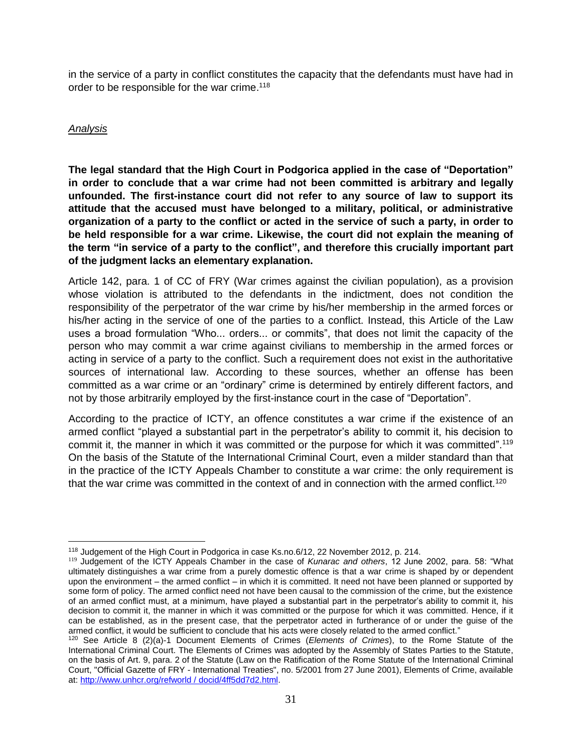in the service of a party in conflict constitutes the capacity that the defendants must have had in order to be responsible for the war crime.[118]

*Analysis*

**The legal standard that the High Court in Podgorica applied in the case of "Deportation" in order to conclude that a war crime had not been committed is arbitrary and legally unfounded. The first-instance court did not refer to any source of law to support its attitude that the accused must have belonged to a military, political, or administrative organization of a party to the conflict or acted in the service of such a party, in order to be held responsible for a war crime. Likewise, the court did not explain the meaning of the term "in service of a party to the conflict", and therefore this crucially important part of the judgment lacks an elementary explanation.**

Article 142, para. 1 of CC of FRY (War crimes against the civilian population), as a provision whose violation is attributed to the defendants in the indictment, does not condition the responsibility of the perpetrator of the war crime by his/her membership in the armed forces or his/her acting in the service of one of the parties to a conflict. Instead, this Article of the Law uses a broad formulation "Who... orders... or commits", that does not limit the capacity of the person who may commit a war crime against civilians to membership in the armed forces or acting in service of a party to the conflict. Such a requirement does not exist in the authoritative sources of international law. According to these sources, whether an offense has been committed as a war crime or an "ordinary" crime is determined by entirely different factors, and not by those arbitrarily employed by the first-instance court in the case of "Deportation".

According to the practice of ICTY, an offence constitutes a war crime if the existence of an armed conflict "played a substantial part in the perpetrator's ability to commit it, his decision to commit it, the manner in which it was committed or the purpose for which it was committed".[119] On the basis of the Statute of the International Criminal Court, even a milder standard than that in the practice of the ICTY Appeals Chamber to constitute a war crime: the only requirement is that the war crime was committed in the context of and in connection with the armed conflict.[120]

---

[118] Judgement of the High Court in Podgorica in case Ks.no.6/12, 22 November 2012, p. 214.

[119] Judgement of the ICTY Appeals Chamber in the case of *Kunarac and others*, 12 June 2002, para. 58: "What ultimately distinguishes a war crime from a purely domestic offence is that a war crime is shaped by or dependent upon the environment – the armed conflict – in which it is committed. It need not have been planned or supported by some form of policy. The armed conflict need not have been causal to the commission of the crime, but the existence of an armed conflict must, at a minimum, have played a substantial part in the perpetrator's ability to commit it, his decision to commit it, the manner in which it was committed or the purpose for which it was committed. Hence, if it can be established, as in the present case, that the perpetrator acted in furtherance of or under the guise of the armed conflict, it would be sufficient to conclude that his acts were closely related to the armed conflict."

[120] See Article 8 (2)(a)-1 Document Elements of Crimes (*Elements of Crimes*), to the Rome Statute of the International Criminal Court. The Elements of Crimes was adopted by the Assembly of States Parties to the Statute, on the basis of Art. 9, para. 2 of the Statute (Law on the Ratification of the Rome Statute of the International Criminal Court, "Official Gazette of FRY - International Treaties", no. 5/2001 from 27 June 2001), Elements of Crime, available at: http://www.unhcr.org/refworld / docid/4ff5dd7d2.html.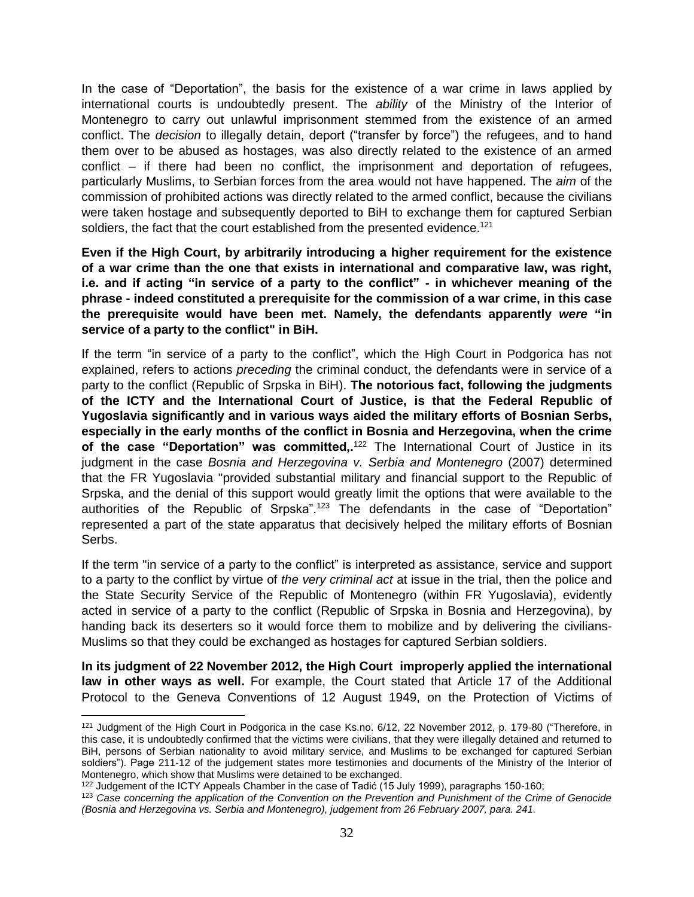In the case of "Deportation", the basis for the existence of a war crime in laws applied by international courts is undoubtedly present. The *ability* of the Ministry of the Interior of Montenegro to carry out unlawful imprisonment stemmed from the existence of an armed conflict. The *decision* to illegally detain, deport ("transfer by force") the refugees, and to hand them over to be abused as hostages, was also directly related to the existence of an armed conflict – if there had been no conflict, the imprisonment and deportation of refugees, particularly Muslims, to Serbian forces from the area would not have happened. The *aim* of the commission of prohibited actions was directly related to the armed conflict, because the civilians were taken hostage and subsequently deported to BiH to exchange them for captured Serbian soldiers, the fact that the court established from the presented evidence.[121]

**Even if the High Court, by arbitrarily introducing a higher requirement for the existence of a war crime than the one that exists in international and comparative law, was right, i.e. and if acting "in service of a party to the conflict" - in whichever meaning of the phrase - indeed constituted a prerequisite for the commission of a war crime, in this case the prerequisite would have been met. Namely, the defendants apparently *were* "in service of a party to the conflict" in BiH.**

If the term "in service of a party to the conflict", which the High Court in Podgorica has not explained, refers to actions *preceding* the criminal conduct, the defendants were in service of a party to the conflict (Republic of Srpska in BiH). **The notorious fact, following the judgments of the ICTY and the International Court of Justice, is that the Federal Republic of Yugoslavia significantly and in various ways aided the military efforts of Bosnian Serbs, especially in the early months of the conflict in Bosnia and Herzegovina, when the crime of the case "Deportation" was committed,.**[122] The International Court of Justice in its judgment in the case *Bosnia and Herzegovina v. Serbia and Montenegro* (2007) determined that the FR Yugoslavia "provided substantial military and financial support to the Republic of Srpska, and the denial of this support would greatly limit the options that were available to the authorities of the Republic of Srpska".[123] The defendants in the case of "Deportation" represented a part of the state apparatus that decisively helped the military efforts of Bosnian Serbs.

If the term "in service of a party to the conflict" is interpreted as assistance, service and support to a party to the conflict by virtue of *the very criminal act* at issue in the trial, then the police and the State Security Service of the Republic of Montenegro (within FR Yugoslavia), evidently acted in service of a party to the conflict (Republic of Srpska in Bosnia and Herzegovina), by handing back its deserters so it would force them to mobilize and by delivering the civilians-Muslims so that they could be exchanged as hostages for captured Serbian soldiers.

**In its judgment of 22 November 2012, the High Court improperly applied the international law in other ways as well.** For example, the Court stated that Article 17 of the Additional Protocol to the Geneva Conventions of 12 August 1949, on the Protection of Victims of

---

[121] Judgment of the High Court in Podgorica in the case Ks.no. 6/12, 22 November 2012, p. 179-80 ("Therefore, in this case, it is undoubtedly confirmed that the victims were civilians, that they were illegally detained and returned to BiH, persons of Serbian nationality to avoid military service, and Muslims to be exchanged for captured Serbian soldiers"). Page 211-12 of the judgement states more testimonies and documents of the Ministry of the Interior of Montenegro, which show that Muslims were detained to be exchanged.

[122] Judgement of the ICTY Appeals Chamber in the case of Tadić (15 July 1999), paragraphs 150-160;

[123] *Case concerning the application of the Convention on the Prevention and Punishment of the Crime of Genocide (Bosnia and Herzegovina vs. Serbia and Montenegro), judgement from 26 February 2007, para. 241.*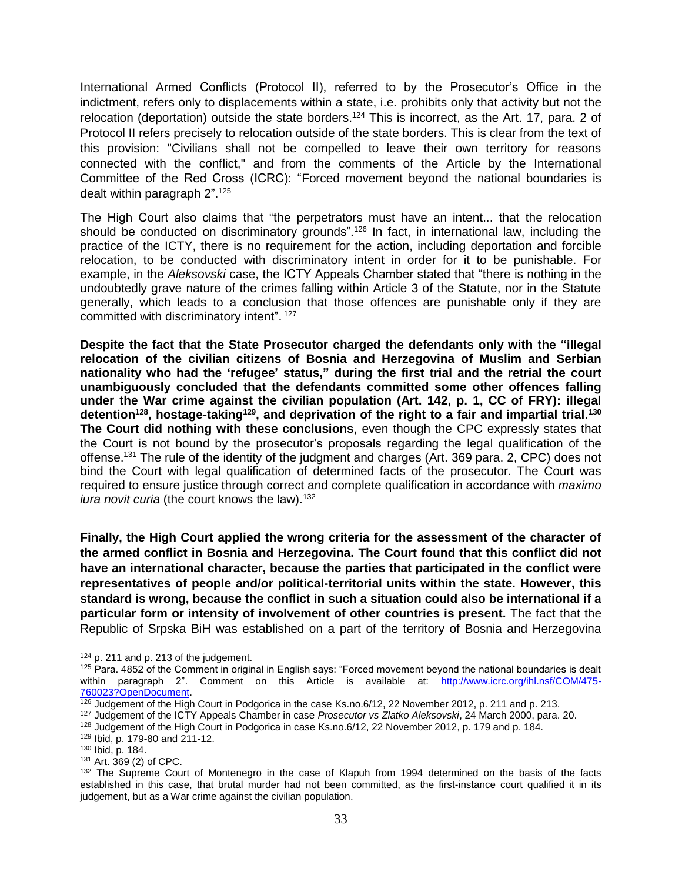International Armed Conflicts (Protocol II), referred to by the Prosecutor's Office in the indictment, refers only to displacements within a state, i.e. prohibits only that activity but not the relocation (deportation) outside the state borders.[124] This is incorrect, as the Art. 17, para. 2 of Protocol II refers precisely to relocation outside of the state borders. This is clear from the text of this provision: "Civilians shall not be compelled to leave their own territory for reasons connected with the conflict," and from the comments of the Article by the International Committee of the Red Cross (ICRC): "Forced movement beyond the national boundaries is dealt within paragraph 2".[125]

The High Court also claims that "the perpetrators must have an intent... that the relocation should be conducted on discriminatory grounds".[126] In fact, in international law, including the practice of the ICTY, there is no requirement for the action, including deportation and forcible relocation, to be conducted with discriminatory intent in order for it to be punishable. For example, in the *Aleksovski* case, the ICTY Appeals Chamber stated that "there is nothing in the undoubtedly grave nature of the crimes falling within Article 3 of the Statute, nor in the Statute generally, which leads to a conclusion that those offences are punishable only if they are committed with discriminatory intent". [127]

**Despite the fact that the State Prosecutor charged the defendants only with the "illegal relocation of the civilian citizens of Bosnia and Herzegovina of Muslim and Serbian nationality who had the 'refugee' status," during the first trial and the retrial the court unambiguously concluded that the defendants committed some other offences falling under the War crime against the civilian population (Art. 142, p. 1, CC of FRY): illegal detention[128], hostage-taking[129], and deprivation of the right to a fair and impartial trial.[130] The Court did nothing with these conclusions**, even though the CPC expressly states that the Court is not bound by the prosecutor's proposals regarding the legal qualification of the offense.[131] The rule of the identity of the judgment and charges (Art. 369 para. 2, CPC) does not bind the Court with legal qualification of determined facts of the prosecutor. The Court was required to ensure justice through correct and complete qualification in accordance with *maximo iura novit curia* (the court knows the law).[132]

**Finally, the High Court applied the wrong criteria for the assessment of the character of the armed conflict in Bosnia and Herzegovina. The Court found that this conflict did not have an international character, because the parties that participated in the conflict were representatives of people and/or political-territorial units within the state. However, this standard is wrong, because the conflict in such a situation could also be international if a particular form or intensity of involvement of other countries is present.** The fact that the Republic of Srpska BiH was established on a part of the territory of Bosnia and Herzegovina

---

[124] p. 211 and p. 213 of the judgement.

[125] Para. 4852 of the Comment in original in English says: "Forced movement beyond the national boundaries is dealt within paragraph 2". Comment on this Article is available at: [http://www.icrc.org/ihl.nsf/COM/475-760023?OpenDocument](http://www.icrc.org/ihl.nsf/COM/475-760023?OpenDocument).

[126] Judgement of the High Court in Podgorica in the case Ks.no.6/12, 22 November 2012, p. 211 and p. 213.

[127] Judgement of the ICTY Appeals Chamber in case *Prosecutor vs Zlatko Aleksovski*, 24 March 2000, para. 20.

[128] Judgement of the High Court in Podgorica in case Ks.no.6/12, 22 November 2012, p. 179 and p. 184.

[129] Ibid, p. 179-80 and 211-12.

[130] Ibid, p. 184.

[131] Art. 369 (2) of CPC.

[132] The Supreme Court of Montenegro in the case of Klapuh from 1994 determined on the basis of the facts established in this case, that brutal murder had not been committed, as the first-instance court qualified it in its judgement, but as a War crime against the civilian population.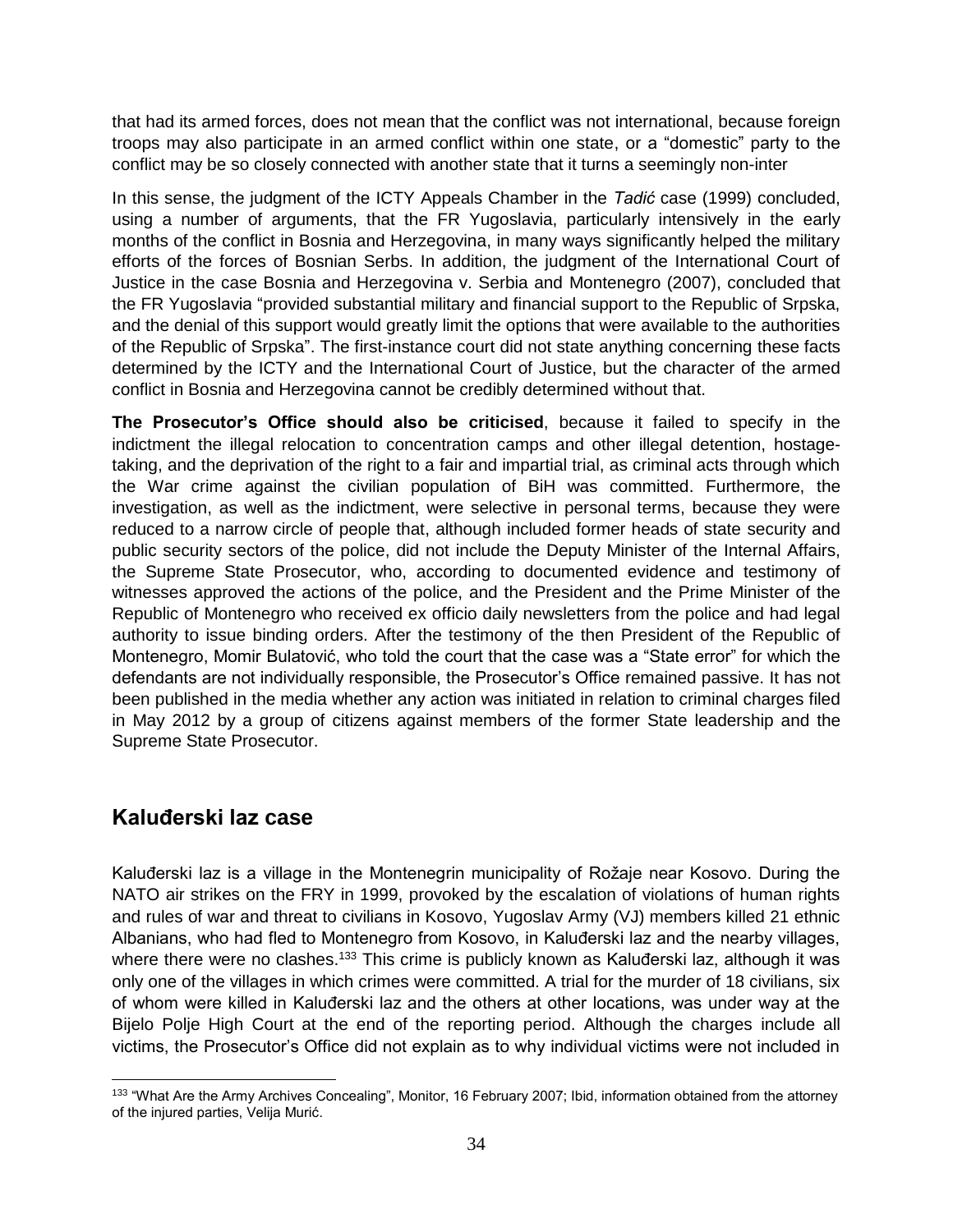that had its armed forces, does not mean that the conflict was not international, because foreign troops may also participate in an armed conflict within one state, or a "domestic" party to the conflict may be so closely connected with another state that it turns a seemingly non-inter

In this sense, the judgment of the ICTY Appeals Chamber in the *Tadić* case (1999) concluded, using a number of arguments, that the FR Yugoslavia, particularly intensively in the early months of the conflict in Bosnia and Herzegovina, in many ways significantly helped the military efforts of the forces of Bosnian Serbs. In addition, the judgment of the International Court of Justice in the case Bosnia and Herzegovina v. Serbia and Montenegro (2007), concluded that the FR Yugoslavia "provided substantial military and financial support to the Republic of Srpska, and the denial of this support would greatly limit the options that were available to the authorities of the Republic of Srpska". The first-instance court did not state anything concerning these facts determined by the ICTY and the International Court of Justice, but the character of the armed conflict in Bosnia and Herzegovina cannot be credibly determined without that.

**The Prosecutor's Office should also be criticised**, because it failed to specify in the indictment the illegal relocation to concentration camps and other illegal detention, hostage-taking, and the deprivation of the right to a fair and impartial trial, as criminal acts through which the War crime against the civilian population of BiH was committed. Furthermore, the investigation, as well as the indictment, were selective in personal terms, because they were reduced to a narrow circle of people that, although included former heads of state security and public security sectors of the police, did not include the Deputy Minister of the Internal Affairs, the Supreme State Prosecutor, who, according to documented evidence and testimony of witnesses approved the actions of the police, and the President and the Prime Minister of the Republic of Montenegro who received ex officio daily newsletters from the police and had legal authority to issue binding orders. After the testimony of the then President of the Republic of Montenegro, Momir Bulatović, who told the court that the case was a "State error" for which the defendants are not individually responsible, the Prosecutor's Office remained passive. It has not been published in the media whether any action was initiated in relation to criminal charges filed in May 2012 by a group of citizens against members of the former State leadership and the Supreme State Prosecutor.

## Kaluđerski laz case

Kaluđerski laz is a village in the Montenegrin municipality of Rožaje near Kosovo. During the NATO air strikes on the FRY in 1999, provoked by the escalation of violations of human rights and rules of war and threat to civilians in Kosovo, Yugoslav Army (VJ) members killed 21 ethnic Albanians, who had fled to Montenegro from Kosovo, in Kaluđerski laz and the nearby villages, where there were no clashes.[133] This crime is publicly known as Kaluđerski laz, although it was only one of the villages in which crimes were committed. A trial for the murder of 18 civilians, six of whom were killed in Kaluđerski laz and the others at other locations, was under way at the Bijelo Polje High Court at the end of the reporting period. Although the charges include all victims, the Prosecutor's Office did not explain as to why individual victims were not included in

[133] "What Are the Army Archives Concealing", Monitor, 16 February 2007; Ibid, information obtained from the attorney of the injured parties, Velija Murić.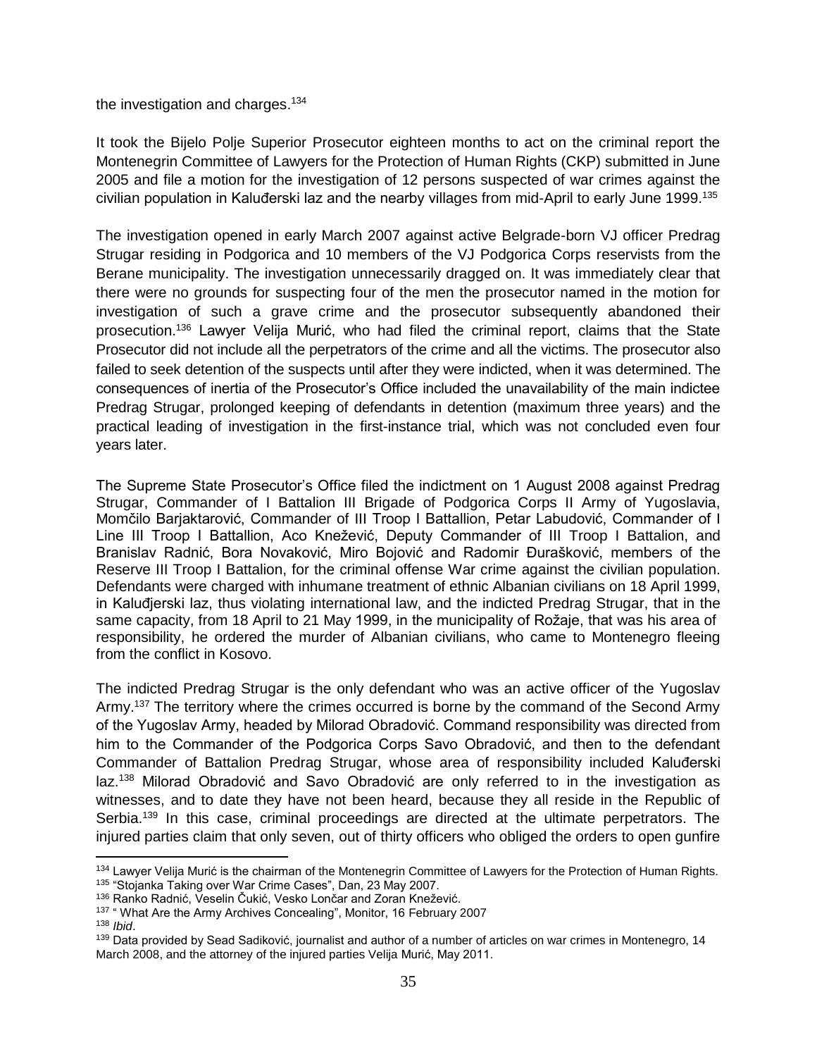the investigation and charges.[134]

It took the Bijelo Polje Superior Prosecutor eighteen months to act on the criminal report the Montenegrin Committee of Lawyers for the Protection of Human Rights (CKP) submitted in June 2005 and file a motion for the investigation of 12 persons suspected of war crimes against the civilian population in Kaluđerski laz and the nearby villages from mid-April to early June 1999.[135]

The investigation opened in early March 2007 against active Belgrade-born VJ officer Predrag Strugar residing in Podgorica and 10 members of the VJ Podgorica Corps reservists from the Berane municipality. The investigation unnecessarily dragged on. It was immediately clear that there were no grounds for suspecting four of the men the prosecutor named in the motion for investigation of such a grave crime and the prosecutor subsequently abandoned their prosecution.[136] Lawyer Velija Murić, who had filed the criminal report, claims that the State Prosecutor did not include all the perpetrators of the crime and all the victims. The prosecutor also failed to seek detention of the suspects until after they were indicted, when it was determined. The consequences of inertia of the Prosecutor's Office included the unavailability of the main indictee Predrag Strugar, prolonged keeping of defendants in detention (maximum three years) and the practical leading of investigation in the first-instance trial, which was not concluded even four years later.

The Supreme State Prosecutor's Office filed the indictment on 1 August 2008 against Predrag Strugar, Commander of I Battalion III Brigade of Podgorica Corps II Army of Yugoslavia, Momčilo Barjaktarović, Commander of III Troop I Battallion, Petar Labudović, Commander of I Line III Troop I Battallion, Aco Knežević, Deputy Commander of III Troop I Battalion, and Branislav Radnić, Bora Novaković, Miro Bojović and Radomir Đurašković, members of the Reserve III Troop I Battalion, for the criminal offense War crime against the civilian population. Defendants were charged with inhumane treatment of ethnic Albanian civilians on 18 April 1999, in Kaluđjerski laz, thus violating international law, and the indicted Predrag Strugar, that in the same capacity, from 18 April to 21 May 1999, in the municipality of Rožaje, that was his area of responsibility, he ordered the murder of Albanian civilians, who came to Montenegro fleeing from the conflict in Kosovo.

The indicted Predrag Strugar is the only defendant who was an active officer of the Yugoslav Army.[137] The territory where the crimes occurred is borne by the command of the Second Army of the Yugoslav Army, headed by Milorad Obradović. Command responsibility was directed from him to the Commander of the Podgorica Corps Savo Obradović, and then to the defendant Commander of Battalion Predrag Strugar, whose area of responsibility included Kaluđerski laz.[138] Milorad Obradović and Savo Obradović are only referred to in the investigation as witnesses, and to date they have not been heard, because they all reside in the Republic of Serbia.[139] In this case, criminal proceedings are directed at the ultimate perpetrators. The injured parties claim that only seven, out of thirty officers who obliged the orders to open gunfire

[134] Lawyer Velija Murić is the chairman of the Montenegrin Committee of Lawyers for the Protection of Human Rights.
[135] "Stojanka Taking over War Crime Cases", Dan, 23 May 2007.
[136] Ranko Radnić, Veselin Čukić, Vesko Lončar and Zoran Knežević.
[137] " What Are the Army Archives Concealing", Monitor, 16 February 2007
[138] *Ibid*.
[139] Data provided by Sead Sadiković, journalist and author of a number of articles on war crimes in Montenegro, 14 March 2008, and the attorney of the injured parties Velija Murić, May 2011.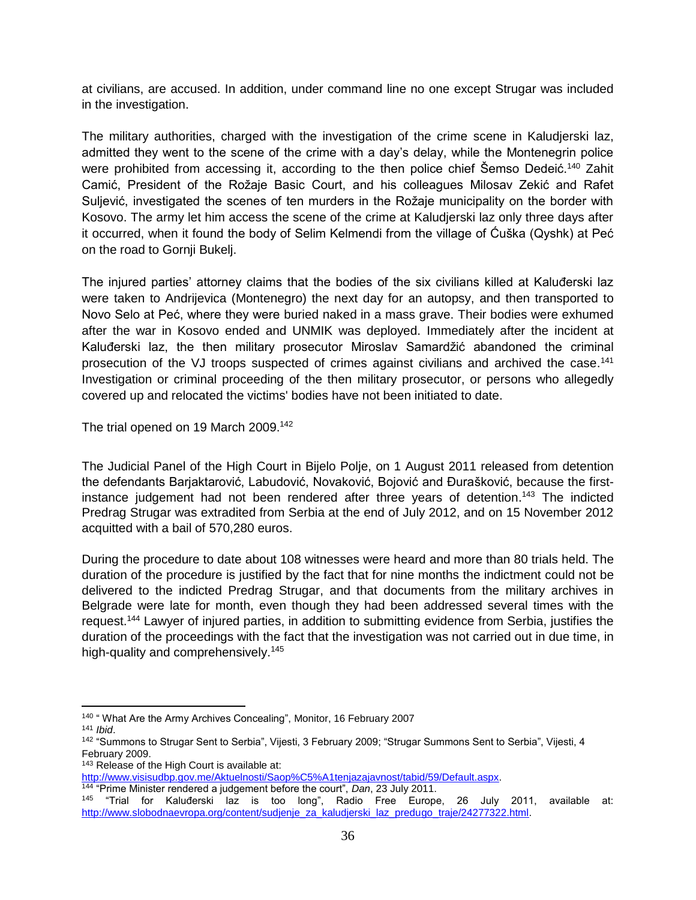at civilians, are accused. In addition, under command line no one except Strugar was included in the investigation.

The military authorities, charged with the investigation of the crime scene in Kaludjerski laz, admitted they went to the scene of the crime with a day's delay, while the Montenegrin police were prohibited from accessing it, according to the then police chief Šemso Dedeić.[140] Zahit Camić, President of the Rožaje Basic Court, and his colleagues Milosav Zekić and Rafet Suljević, investigated the scenes of ten murders in the Rožaje municipality on the border with Kosovo. The army let him access the scene of the crime at Kaludjerski laz only three days after it occurred, when it found the body of Selim Kelmendi from the village of Ćuška (Qyshk) at Peć on the road to Gornji Bukelj.

The injured parties' attorney claims that the bodies of the six civilians killed at Kaluđerski laz were taken to Andrijevica (Montenegro) the next day for an autopsy, and then transported to Novo Selo at Peć, where they were buried naked in a mass grave. Their bodies were exhumed after the war in Kosovo ended and UNMIK was deployed. Immediately after the incident at Kaluđerski laz, the then military prosecutor Miroslav Samardžić abandoned the criminal prosecution of the VJ troops suspected of crimes against civilians and archived the case.[141] Investigation or criminal proceeding of the then military prosecutor, or persons who allegedly covered up and relocated the victims' bodies have not been initiated to date.

The trial opened on 19 March 2009.[142]

The Judicial Panel of the High Court in Bijelo Polje, on 1 August 2011 released from detention the defendants Barjaktarović, Labudović, Novaković, Bojović and Đurašković, because the first-instance judgement had not been rendered after three years of detention.[143] The indicted Predrag Strugar was extradited from Serbia at the end of July 2012, and on 15 November 2012 acquitted with a bail of 570,280 euros.

During the procedure to date about 108 witnesses were heard and more than 80 trials held. The duration of the procedure is justified by the fact that for nine months the indictment could not be delivered to the indicted Predrag Strugar, and that documents from the military archives in Belgrade were late for month, even though they had been addressed several times with the request.[144] Lawyer of injured parties, in addition to submitting evidence from Serbia, justifies the duration of the proceedings with the fact that the investigation was not carried out in due time, in high-quality and comprehensively.[145]

---

[140] " What Are the Army Archives Concealing", Monitor, 16 February 2007

[141] *Ibid*.

[142] "Summons to Strugar Sent to Serbia", Vijesti, 3 February 2009; "Strugar Summons Sent to Serbia", Vijesti, 4 February 2009.

[143] Release of the High Court is available at: http://www.visisudbp.gov.me/Aktuelnosti/Saop%C5%A1tenjazajavnost/tabid/59/Default.aspx.

[144] "Prime Minister rendered a judgement before the court", *Dan*, 23 July 2011.

[145] "Trial for Kaluđerski laz is too long", Radio Free Europe, 26 July 2011, available at: http://www.slobodnaevropa.org/content/sudjenje_za_kaludjerski_laz_predugo_traje/24277322.html.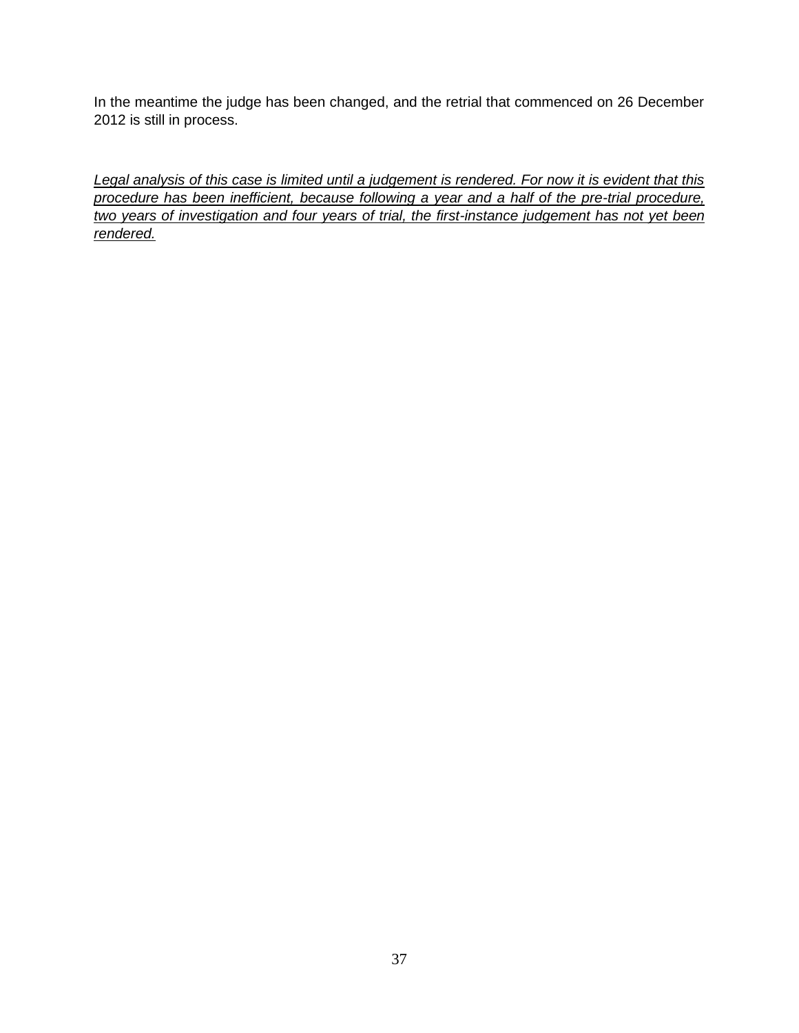In the meantime the judge has been changed, and the retrial that commenced on 26 December 2012 is still in process.

*Legal analysis of this case is limited until a judgement is rendered. For now it is evident that this procedure has been inefficient, because following a year and a half of the pre-trial procedure, two years of investigation and four years of trial, the first-instance judgement has not yet been rendered.*